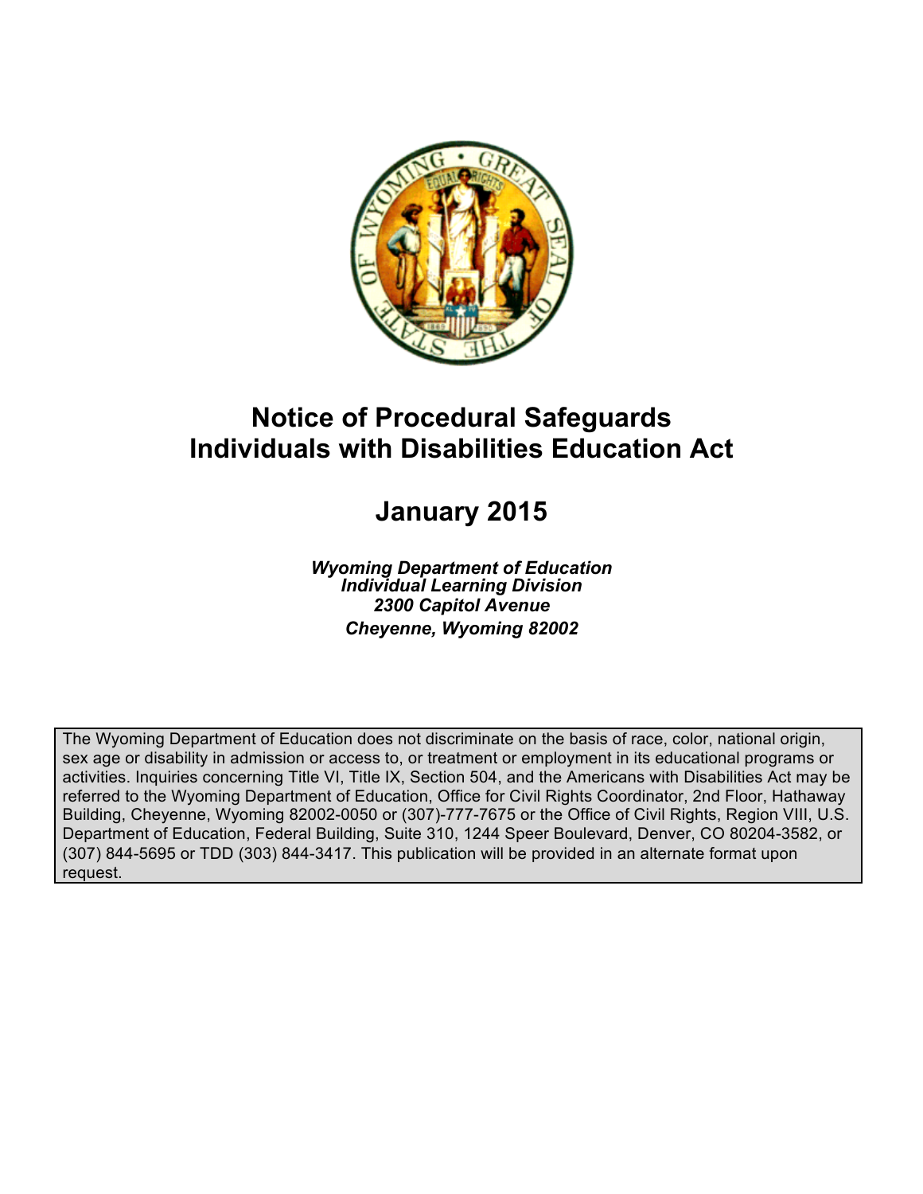# Notice of Procedural Safeguards
# Individuals with Disabilities Education Act

## January 2015

***Wyoming Department of Education***
***Individual Learning Division***
***2300 Capitol Avenue***
***Cheyenne, Wyoming 82002***

The Wyoming Department of Education does not discriminate on the basis of race, color, national origin, sex age or disability in admission or access to, or treatment or employment in its educational programs or activities. Inquiries concerning Title VI, Title IX, Section 504, and the Americans with Disabilities Act may be referred to the Wyoming Department of Education, Office for Civil Rights Coordinator, 2nd Floor, Hathaway Building, Cheyenne, Wyoming 82002-0050 or (307)-777-7675 or the Office of Civil Rights, Region VIII, U.S. Department of Education, Federal Building, Suite 310, 1244 Speer Boulevard, Denver, CO 80204-3582, or (307) 844-5695 or TDD (303) 844-3417. This publication will be provided in an alternate format upon request.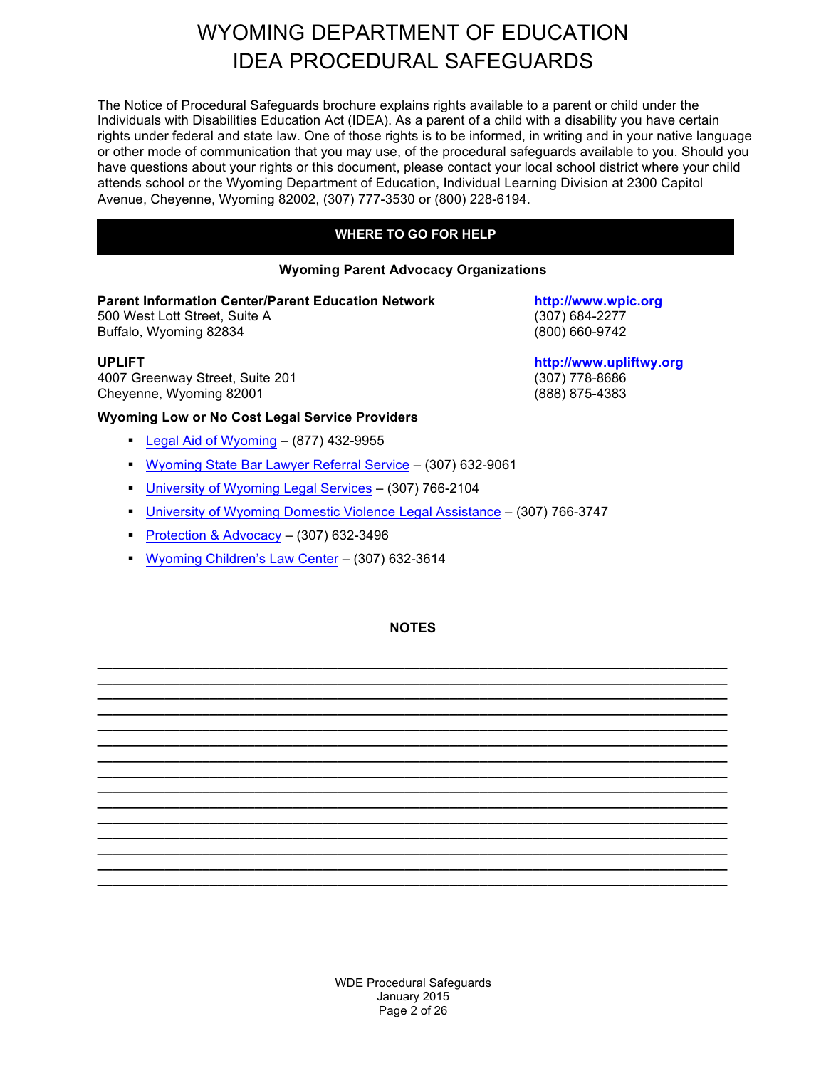# WYOMING DEPARTMENT OF EDUCATION
# IDEA PROCEDURAL SAFEGUARDS

The Notice of Procedural Safeguards brochure explains rights available to a parent or child under the Individuals with Disabilities Education Act (IDEA). As a parent of a child with a disability you have certain rights under federal and state law. One of those rights is to be informed, in writing and in your native language or other mode of communication that you may use, of the procedural safeguards available to you. Should you have questions about your rights or this document, please contact your local school district where your child attends school or the Wyoming Department of Education, Individual Learning Division at 2300 Capitol Avenue, Cheyenne, Wyoming 82002, (307) 777-3530 or (800) 228-6194.

## WHERE TO GO FOR HELP

### Wyoming Parent Advocacy Organizations

**Parent Information Center/Parent Education Network**
500 West Lott Street, Suite A
Buffalo, Wyoming 82834
http://www.wpic.org
(307) 684-2277
(800) 660-9742

**UPLIFT**
4007 Greenway Street, Suite 201
Cheyenne, Wyoming 82001
http://www.upliftwy.org
(307) 778-8686
(888) 875-4383

**Wyoming Low or No Cost Legal Service Providers**

- Legal Aid of Wyoming – (877) 432-9955
- Wyoming State Bar Lawyer Referral Service – (307) 632-9061
- University of Wyoming Legal Services – (307) 766-2104
- University of Wyoming Domestic Violence Legal Assistance – (307) 766-3747
- Protection & Advocacy – (307) 632-3496
- Wyoming Children's Law Center – (307) 632-3614

**NOTES**

___________________________________________________________________________
___________________________________________________________________________
___________________________________________________________________________
___________________________________________________________________________
___________________________________________________________________________
___________________________________________________________________________
___________________________________________________________________________
___________________________________________________________________________
___________________________________________________________________________
___________________________________________________________________________
___________________________________________________________________________
___________________________________________________________________________
___________________________________________________________________________
___________________________________________________________________________
___________________________________________________________________________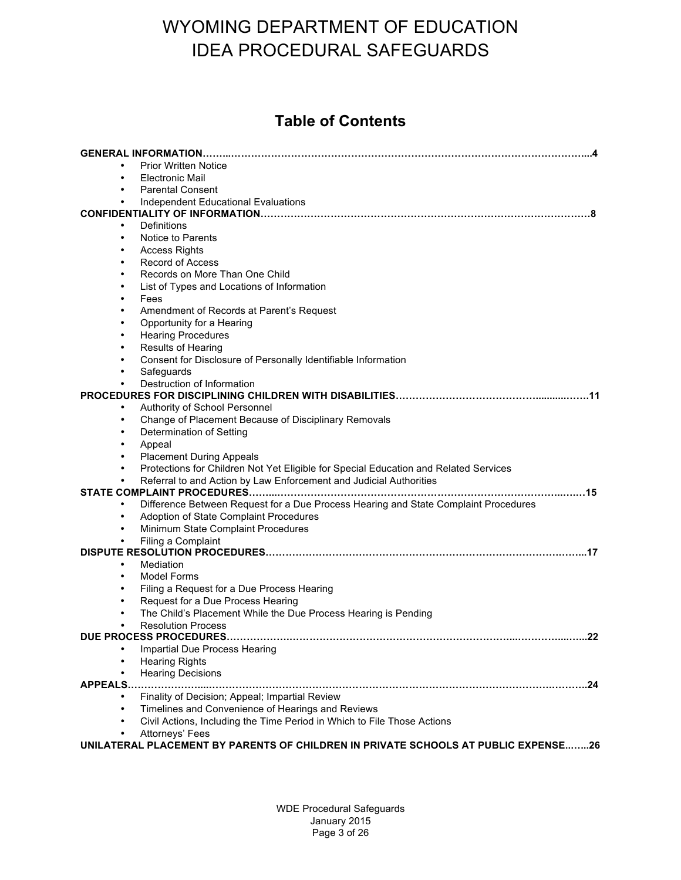# WYOMING DEPARTMENT OF EDUCATION
# IDEA PROCEDURAL SAFEGUARDS

## Table of Contents

**GENERAL INFORMATION……...……………………………………………………………………………………………...4**

- Prior Written Notice
- Electronic Mail
- Parental Consent
- Independent Educational Evaluations

**CONFIDENTIALITY OF INFORMATION………………………………………………………………………………………8**

- Definitions
- Notice to Parents
- Access Rights
- Record of Access
- Records on More Than One Child
- List of Types and Locations of Information
- Fees
- Amendment of Records at Parent's Request
- Opportunity for a Hearing
- Hearing Procedures
- Results of Hearing
- Consent for Disclosure of Personally Identifiable Information
- Safeguards
- Destruction of Information

**PROCEDURES FOR DISCIPLINING CHILDREN WITH DISABILITIES……………………………………..........……11**

- Authority of School Personnel
- Change of Placement Because of Disciplinary Removals
- Determination of Setting
- Appeal
- Placement During Appeals
- Protections for Children Not Yet Eligible for Special Education and Related Services
- Referral to and Action by Law Enforcement and Judicial Authorities

**STATE COMPLAINT PROCEDURES……...…………………………………………………………………………..……15**

- Difference Between Request for a Due Process Hearing and State Complaint Procedures
- Adoption of State Complaint Procedures
- Minimum State Complaint Procedures
- Filing a Complaint

**DISPUTE RESOLUTION PROCEDURES……………………………………………………………………………….…...17**

- Mediation
- Model Forms
- Filing a Request for a Due Process Hearing
- Request for a Due Process Hearing
- The Child's Placement While the Due Process Hearing is Pending
- Resolution Process

**DUE PROCESS PROCEDURES……………….…………………………………………………………...………....…...22**

- Impartial Due Process Hearing
- Hearing Rights
- Hearing Decisions

**APPEALS…………………....………………………………………………………………………………………….……….24**

- Finality of Decision; Appeal; Impartial Review
- Timelines and Convenience of Hearings and Reviews
- Civil Actions, Including the Time Period in Which to File Those Actions
- Attorneys' Fees

**UNILATERAL PLACEMENT BY PARENTS OF CHILDREN IN PRIVATE SCHOOLS AT PUBLIC EXPENSE..…...26**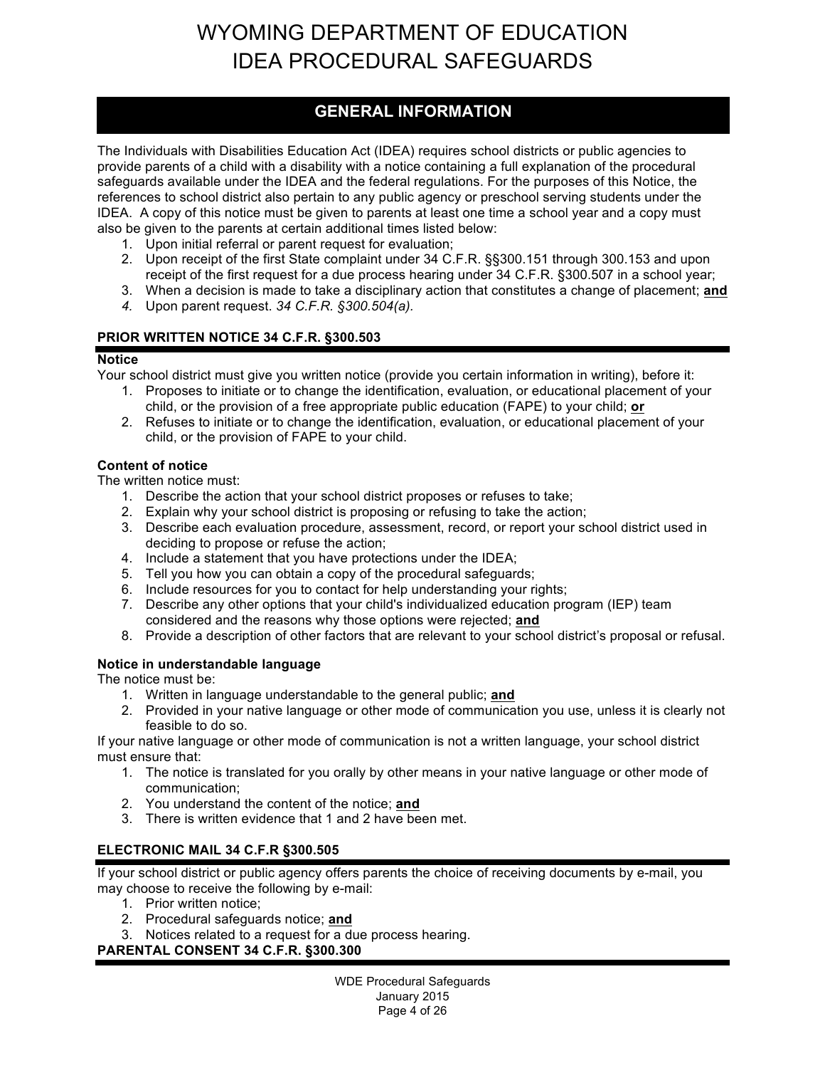# WYOMING DEPARTMENT OF EDUCATION
# IDEA PROCEDURAL SAFEGUARDS

## GENERAL INFORMATION

The Individuals with Disabilities Education Act (IDEA) requires school districts or public agencies to provide parents of a child with a disability with a notice containing a full explanation of the procedural safeguards available under the IDEA and the federal regulations. For the purposes of this Notice, the references to school district also pertain to any public agency or preschool serving students under the IDEA. A copy of this notice must be given to parents at least one time a school year and a copy must also be given to the parents at certain additional times listed below:

1. Upon initial referral or parent request for evaluation;
2. Upon receipt of the first State complaint under 34 C.F.R. §§300.151 through 300.153 and upon receipt of the first request for a due process hearing under 34 C.F.R. §300.507 in a school year;
3. When a decision is made to take a disciplinary action that constitutes a change of placement; **and**
4. Upon parent request. *34 C.F.R. §300.504(a).*

### PRIOR WRITTEN NOTICE 34 C.F.R. §300.503

**Notice**

Your school district must give you written notice (provide you certain information in writing), before it:

1. Proposes to initiate or to change the identification, evaluation, or educational placement of your child, or the provision of a free appropriate public education (FAPE) to your child; **or**
2. Refuses to initiate or to change the identification, evaluation, or educational placement of your child, or the provision of FAPE to your child.

**Content of notice**

The written notice must:

1. Describe the action that your school district proposes or refuses to take;
2. Explain why your school district is proposing or refusing to take the action;
3. Describe each evaluation procedure, assessment, record, or report your school district used in deciding to propose or refuse the action;
4. Include a statement that you have protections under the IDEA;
5. Tell you how you can obtain a copy of the procedural safeguards;
6. Include resources for you to contact for help understanding your rights;
7. Describe any other options that your child's individualized education program (IEP) team considered and the reasons why those options were rejected; **and**
8. Provide a description of other factors that are relevant to your school district's proposal or refusal.

**Notice in understandable language**

The notice must be:

1. Written in language understandable to the general public; **and**
2. Provided in your native language or other mode of communication you use, unless it is clearly not feasible to do so.

If your native language or other mode of communication is not a written language, your school district must ensure that:

1. The notice is translated for you orally by other means in your native language or other mode of communication;
2. You understand the content of the notice; **and**
3. There is written evidence that 1 and 2 have been met.

### ELECTRONIC MAIL 34 C.F.R §300.505

If your school district or public agency offers parents the choice of receiving documents by e-mail, you may choose to receive the following by e-mail:

1. Prior written notice;
2. Procedural safeguards notice; **and**
3. Notices related to a request for a due process hearing.

### PARENTAL CONSENT 34 C.F.R. §300.300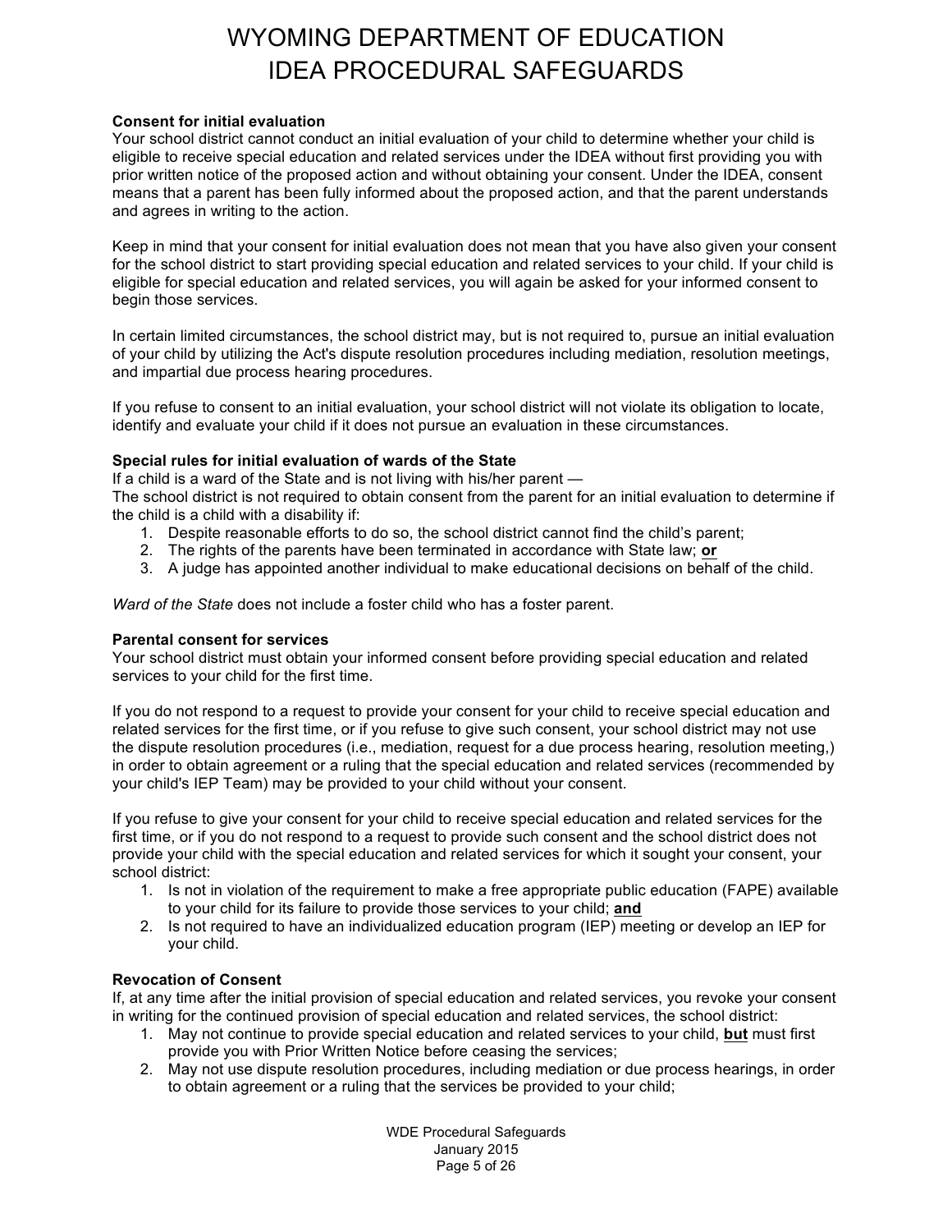**Consent for initial evaluation**

Your school district cannot conduct an initial evaluation of your child to determine whether your child is eligible to receive special education and related services under the IDEA without first providing you with prior written notice of the proposed action and without obtaining your consent. Under the IDEA, consent means that a parent has been fully informed about the proposed action, and that the parent understands and agrees in writing to the action.

Keep in mind that your consent for initial evaluation does not mean that you have also given your consent for the school district to start providing special education and related services to your child. If your child is eligible for special education and related services, you will again be asked for your informed consent to begin those services.

In certain limited circumstances, the school district may, but is not required to, pursue an initial evaluation of your child by utilizing the Act's dispute resolution procedures including mediation, resolution meetings, and impartial due process hearing procedures.

If you refuse to consent to an initial evaluation, your school district will not violate its obligation to locate, identify and evaluate your child if it does not pursue an evaluation in these circumstances.

**Special rules for initial evaluation of wards of the State**

If a child is a ward of the State and is not living with his/her parent —
The school district is not required to obtain consent from the parent for an initial evaluation to determine if the child is a child with a disability if:

1. Despite reasonable efforts to do so, the school district cannot find the child's parent;
2. The rights of the parents have been terminated in accordance with State law; **or**
3. A judge has appointed another individual to make educational decisions on behalf of the child.

*Ward of the State* does not include a foster child who has a foster parent.

**Parental consent for services**

Your school district must obtain your informed consent before providing special education and related services to your child for the first time.

If you do not respond to a request to provide your consent for your child to receive special education and related services for the first time, or if you refuse to give such consent, your school district may not use the dispute resolution procedures (i.e., mediation, request for a due process hearing, resolution meeting,) in order to obtain agreement or a ruling that the special education and related services (recommended by your child's IEP Team) may be provided to your child without your consent.

If you refuse to give your consent for your child to receive special education and related services for the first time, or if you do not respond to a request to provide such consent and the school district does not provide your child with the special education and related services for which it sought your consent, your school district:

1. Is not in violation of the requirement to make a free appropriate public education (FAPE) available to your child for its failure to provide those services to your child; **and**
2. Is not required to have an individualized education program (IEP) meeting or develop an IEP for your child.

**Revocation of Consent**

If, at any time after the initial provision of special education and related services, you revoke your consent in writing for the continued provision of special education and related services, the school district:

1. May not continue to provide special education and related services to your child, **but** must first provide you with Prior Written Notice before ceasing the services;
2. May not use dispute resolution procedures, including mediation or due process hearings, in order to obtain agreement or a ruling that the services be provided to your child;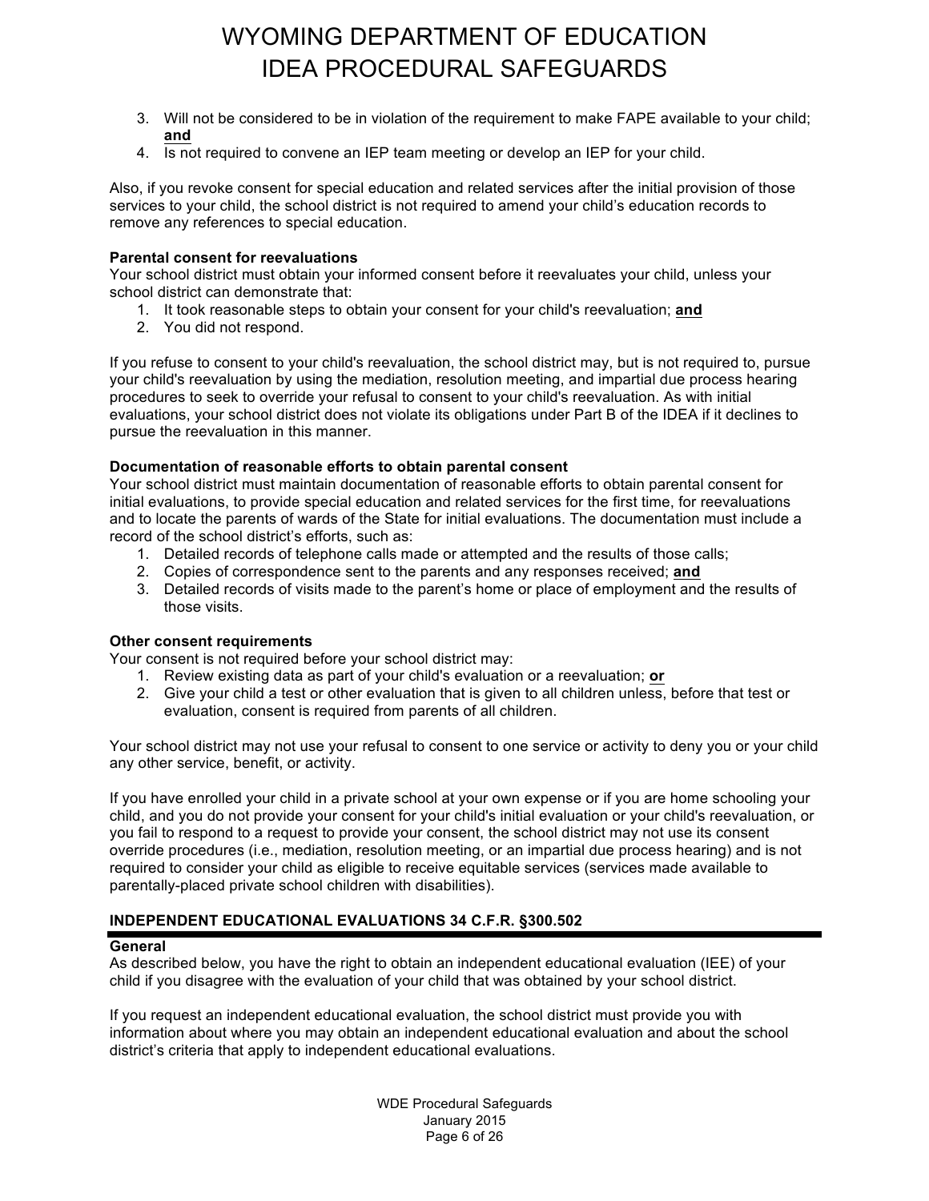3. Will not be considered to be in violation of the requirement to make FAPE available to your child; **and**
4. Is not required to convene an IEP team meeting or develop an IEP for your child.

Also, if you revoke consent for special education and related services after the initial provision of those services to your child, the school district is not required to amend your child's education records to remove any references to special education.

**Parental consent for reevaluations**
Your school district must obtain your informed consent before it reevaluates your child, unless your school district can demonstrate that:

1. It took reasonable steps to obtain your consent for your child's reevaluation; **and**
2. You did not respond.

If you refuse to consent to your child's reevaluation, the school district may, but is not required to, pursue your child's reevaluation by using the mediation, resolution meeting, and impartial due process hearing procedures to seek to override your refusal to consent to your child's reevaluation. As with initial evaluations, your school district does not violate its obligations under Part B of the IDEA if it declines to pursue the reevaluation in this manner.

**Documentation of reasonable efforts to obtain parental consent**
Your school district must maintain documentation of reasonable efforts to obtain parental consent for initial evaluations, to provide special education and related services for the first time, for reevaluations and to locate the parents of wards of the State for initial evaluations. The documentation must include a record of the school district's efforts, such as:

1. Detailed records of telephone calls made or attempted and the results of those calls;
2. Copies of correspondence sent to the parents and any responses received; **and**
3. Detailed records of visits made to the parent's home or place of employment and the results of those visits.

**Other consent requirements**
Your consent is not required before your school district may:

1. Review existing data as part of your child's evaluation or a reevaluation; **or**
2. Give your child a test or other evaluation that is given to all children unless, before that test or evaluation, consent is required from parents of all children.

Your school district may not use your refusal to consent to one service or activity to deny you or your child any other service, benefit, or activity.

If you have enrolled your child in a private school at your own expense or if you are home schooling your child, and you do not provide your consent for your child's initial evaluation or your child's reevaluation, or you fail to respond to a request to provide your consent, the school district may not use its consent override procedures (i.e., mediation, resolution meeting, or an impartial due process hearing) and is not required to consider your child as eligible to receive equitable services (services made available to parentally-placed private school children with disabilities).

## INDEPENDENT EDUCATIONAL EVALUATIONS 34 C.F.R. §300.502

**General**
As described below, you have the right to obtain an independent educational evaluation (IEE) of your child if you disagree with the evaluation of your child that was obtained by your school district.

If you request an independent educational evaluation, the school district must provide you with information about where you may obtain an independent educational evaluation and about the school district's criteria that apply to independent educational evaluations.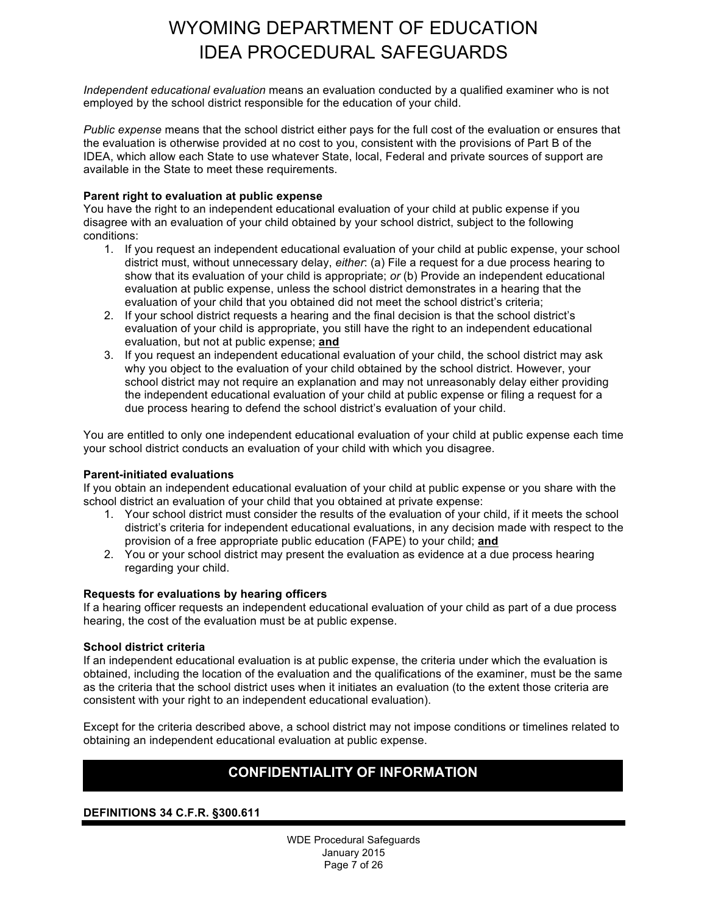*Independent educational evaluation* means an evaluation conducted by a qualified examiner who is not employed by the school district responsible for the education of your child.

*Public expense* means that the school district either pays for the full cost of the evaluation or ensures that the evaluation is otherwise provided at no cost to you, consistent with the provisions of Part B of the IDEA, which allow each State to use whatever State, local, Federal and private sources of support are available in the State to meet these requirements.

**Parent right to evaluation at public expense**

You have the right to an independent educational evaluation of your child at public expense if you disagree with an evaluation of your child obtained by your school district, subject to the following conditions:

1. If you request an independent educational evaluation of your child at public expense, your school district must, without unnecessary delay, *either*: (a) File a request for a due process hearing to show that its evaluation of your child is appropriate; *or* (b) Provide an independent educational evaluation at public expense, unless the school district demonstrates in a hearing that the evaluation of your child that you obtained did not meet the school district's criteria;
2. If your school district requests a hearing and the final decision is that the school district's evaluation of your child is appropriate, you still have the right to an independent educational evaluation, but not at public expense; **and**
3. If you request an independent educational evaluation of your child, the school district may ask why you object to the evaluation of your child obtained by the school district. However, your school district may not require an explanation and may not unreasonably delay either providing the independent educational evaluation of your child at public expense or filing a request for a due process hearing to defend the school district's evaluation of your child.

You are entitled to only one independent educational evaluation of your child at public expense each time your school district conducts an evaluation of your child with which you disagree.

**Parent-initiated evaluations**

If you obtain an independent educational evaluation of your child at public expense or you share with the school district an evaluation of your child that you obtained at private expense:

1. Your school district must consider the results of the evaluation of your child, if it meets the school district's criteria for independent educational evaluations, in any decision made with respect to the provision of a free appropriate public education (FAPE) to your child; **and**
2. You or your school district may present the evaluation as evidence at a due process hearing regarding your child.

**Requests for evaluations by hearing officers**

If a hearing officer requests an independent educational evaluation of your child as part of a due process hearing, the cost of the evaluation must be at public expense.

**School district criteria**

If an independent educational evaluation is at public expense, the criteria under which the evaluation is obtained, including the location of the evaluation and the qualifications of the examiner, must be the same as the criteria that the school district uses when it initiates an evaluation (to the extent those criteria are consistent with your right to an independent educational evaluation).

Except for the criteria described above, a school district may not impose conditions or timelines related to obtaining an independent educational evaluation at public expense.

## CONFIDENTIALITY OF INFORMATION

### DEFINITIONS 34 C.F.R. §300.611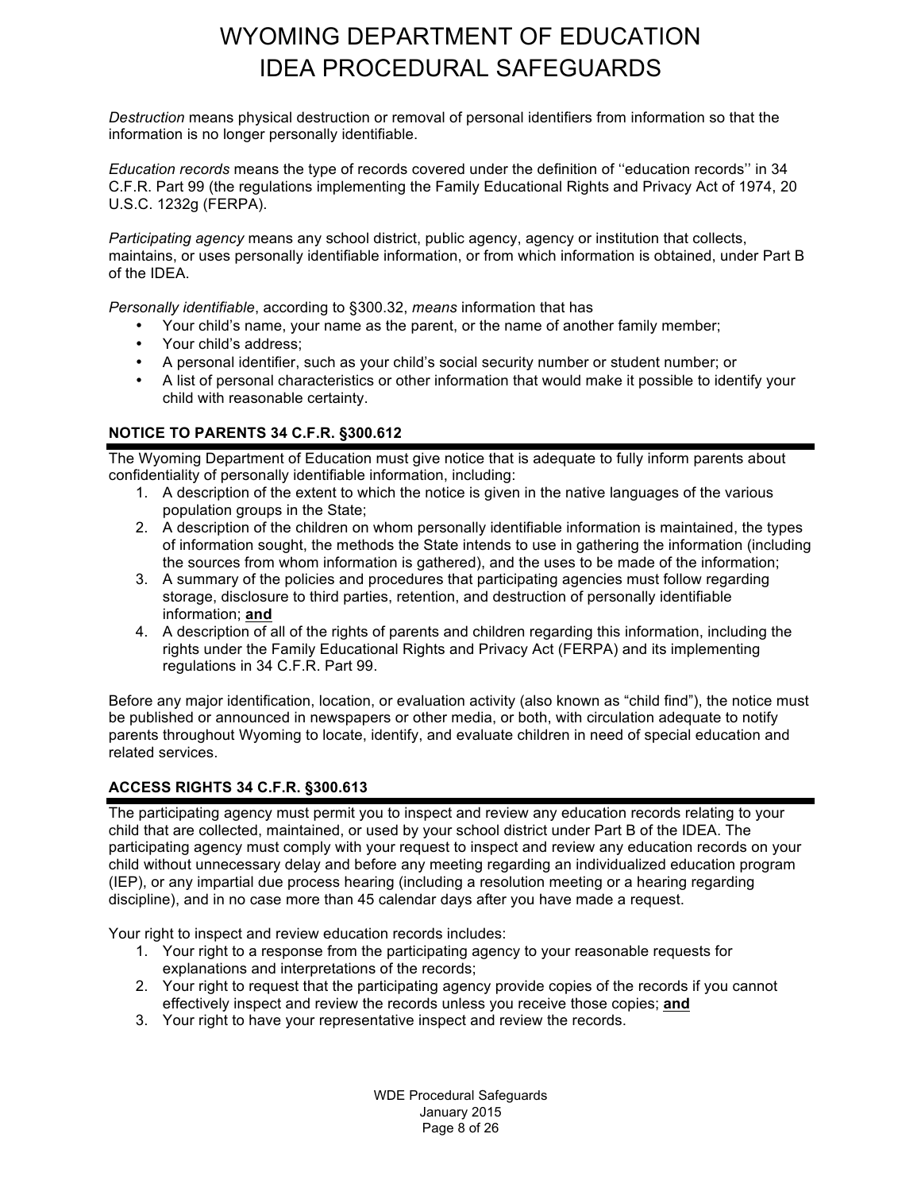*Destruction* means physical destruction or removal of personal identifiers from information so that the information is no longer personally identifiable.

*Education records* means the type of records covered under the definition of ''education records'' in 34 C.F.R. Part 99 (the regulations implementing the Family Educational Rights and Privacy Act of 1974, 20 U.S.C. 1232g (FERPA).

*Participating agency* means any school district, public agency, agency or institution that collects, maintains, or uses personally identifiable information, or from which information is obtained, under Part B of the IDEA.

*Personally identifiable*, according to §300.32, *means* information that has

- Your child's name, your name as the parent, or the name of another family member;
- Your child's address;
- A personal identifier, such as your child's social security number or student number; or
- A list of personal characteristics or other information that would make it possible to identify your child with reasonable certainty.

### NOTICE TO PARENTS 34 C.F.R. §300.612

The Wyoming Department of Education must give notice that is adequate to fully inform parents about confidentiality of personally identifiable information, including:

1. A description of the extent to which the notice is given in the native languages of the various population groups in the State;
2. A description of the children on whom personally identifiable information is maintained, the types of information sought, the methods the State intends to use in gathering the information (including the sources from whom information is gathered), and the uses to be made of the information;
3. A summary of the policies and procedures that participating agencies must follow regarding storage, disclosure to third parties, retention, and destruction of personally identifiable information; **and**
4. A description of all of the rights of parents and children regarding this information, including the rights under the Family Educational Rights and Privacy Act (FERPA) and its implementing regulations in 34 C.F.R. Part 99.

Before any major identification, location, or evaluation activity (also known as "child find"), the notice must be published or announced in newspapers or other media, or both, with circulation adequate to notify parents throughout Wyoming to locate, identify, and evaluate children in need of special education and related services.

### ACCESS RIGHTS 34 C.F.R. §300.613

The participating agency must permit you to inspect and review any education records relating to your child that are collected, maintained, or used by your school district under Part B of the IDEA. The participating agency must comply with your request to inspect and review any education records on your child without unnecessary delay and before any meeting regarding an individualized education program (IEP), or any impartial due process hearing (including a resolution meeting or a hearing regarding discipline), and in no case more than 45 calendar days after you have made a request.

Your right to inspect and review education records includes:

1. Your right to a response from the participating agency to your reasonable requests for explanations and interpretations of the records;
2. Your right to request that the participating agency provide copies of the records if you cannot effectively inspect and review the records unless you receive those copies; **and**
3. Your right to have your representative inspect and review the records.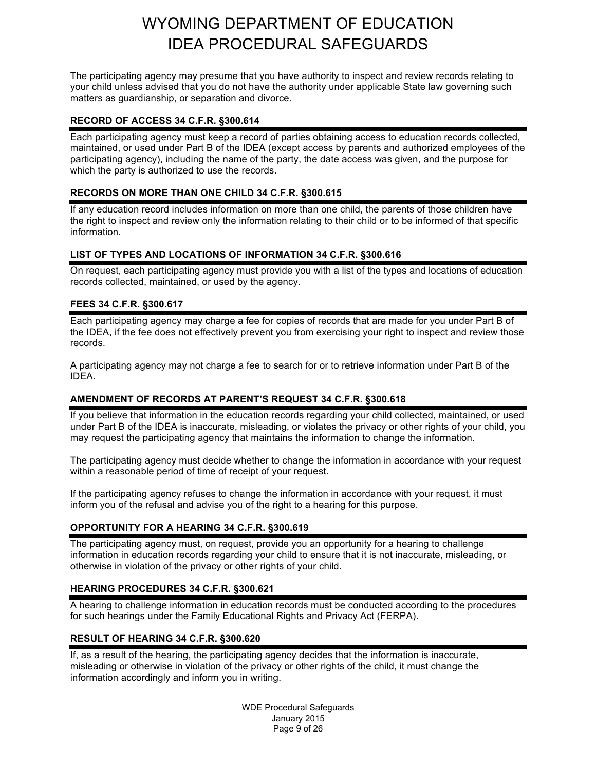The participating agency may presume that you have authority to inspect and review records relating to your child unless advised that you do not have the authority under applicable State law governing such matters as guardianship, or separation and divorce.

### RECORD OF ACCESS 34 C.F.R. §300.614

Each participating agency must keep a record of parties obtaining access to education records collected, maintained, or used under Part B of the IDEA (except access by parents and authorized employees of the participating agency), including the name of the party, the date access was given, and the purpose for which the party is authorized to use the records.

### RECORDS ON MORE THAN ONE CHILD 34 C.F.R. §300.615

If any education record includes information on more than one child, the parents of those children have the right to inspect and review only the information relating to their child or to be informed of that specific information.

### LIST OF TYPES AND LOCATIONS OF INFORMATION 34 C.F.R. §300.616

On request, each participating agency must provide you with a list of the types and locations of education records collected, maintained, or used by the agency.

### FEES 34 C.F.R. §300.617

Each participating agency may charge a fee for copies of records that are made for you under Part B of the IDEA, if the fee does not effectively prevent you from exercising your right to inspect and review those records.

A participating agency may not charge a fee to search for or to retrieve information under Part B of the IDEA.

### AMENDMENT OF RECORDS AT PARENT'S REQUEST 34 C.F.R. §300.618

If you believe that information in the education records regarding your child collected, maintained, or used under Part B of the IDEA is inaccurate, misleading, or violates the privacy or other rights of your child, you may request the participating agency that maintains the information to change the information.

The participating agency must decide whether to change the information in accordance with your request within a reasonable period of time of receipt of your request.

If the participating agency refuses to change the information in accordance with your request, it must inform you of the refusal and advise you of the right to a hearing for this purpose.

### OPPORTUNITY FOR A HEARING 34 C.F.R. §300.619

The participating agency must, on request, provide you an opportunity for a hearing to challenge information in education records regarding your child to ensure that it is not inaccurate, misleading, or otherwise in violation of the privacy or other rights of your child.

### HEARING PROCEDURES 34 C.F.R. §300.621

A hearing to challenge information in education records must be conducted according to the procedures for such hearings under the Family Educational Rights and Privacy Act (FERPA).

### RESULT OF HEARING 34 C.F.R. §300.620

If, as a result of the hearing, the participating agency decides that the information is inaccurate, misleading or otherwise in violation of the privacy or other rights of the child, it must change the information accordingly and inform you in writing.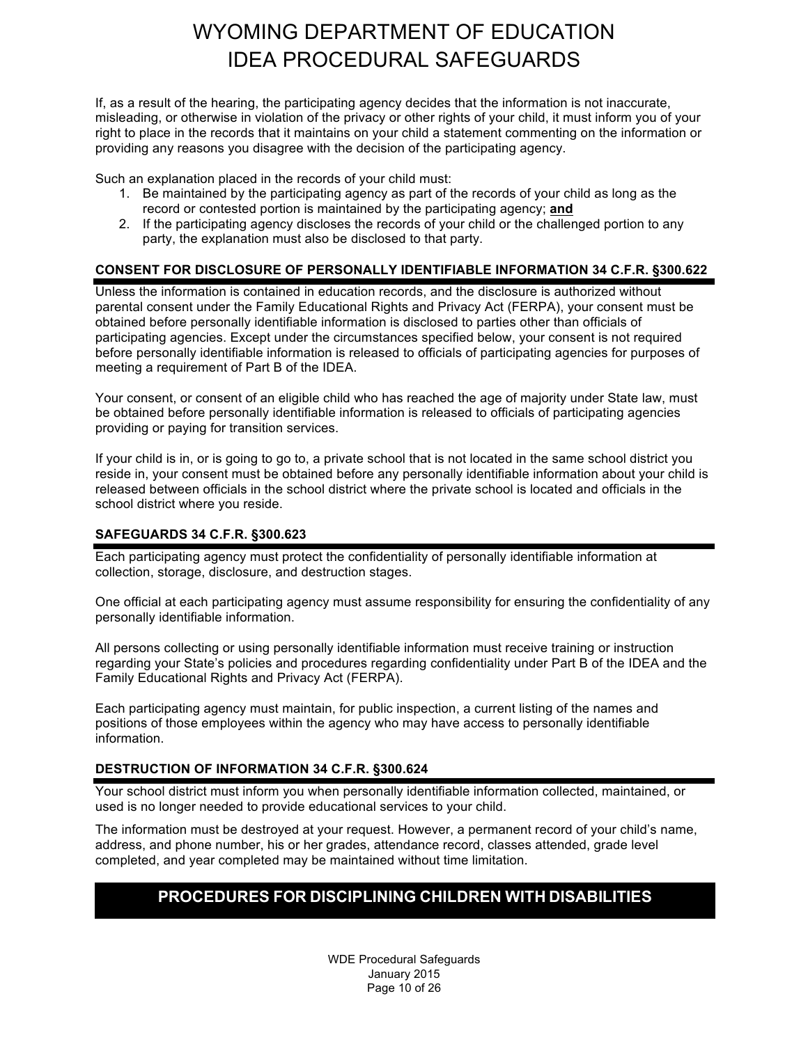If, as a result of the hearing, the participating agency decides that the information is not inaccurate, misleading, or otherwise in violation of the privacy or other rights of your child, it must inform you of your right to place in the records that it maintains on your child a statement commenting on the information or providing any reasons you disagree with the decision of the participating agency.

Such an explanation placed in the records of your child must:

1. Be maintained by the participating agency as part of the records of your child as long as the record or contested portion is maintained by the participating agency; **and**
2. If the participating agency discloses the records of your child or the challenged portion to any party, the explanation must also be disclosed to that party.

### CONSENT FOR DISCLOSURE OF PERSONALLY IDENTIFIABLE INFORMATION 34 C.F.R. §300.622

Unless the information is contained in education records, and the disclosure is authorized without parental consent under the Family Educational Rights and Privacy Act (FERPA), your consent must be obtained before personally identifiable information is disclosed to parties other than officials of participating agencies. Except under the circumstances specified below, your consent is not required before personally identifiable information is released to officials of participating agencies for purposes of meeting a requirement of Part B of the IDEA.

Your consent, or consent of an eligible child who has reached the age of majority under State law, must be obtained before personally identifiable information is released to officials of participating agencies providing or paying for transition services.

If your child is in, or is going to go to, a private school that is not located in the same school district you reside in, your consent must be obtained before any personally identifiable information about your child is released between officials in the school district where the private school is located and officials in the school district where you reside.

### SAFEGUARDS 34 C.F.R. §300.623

Each participating agency must protect the confidentiality of personally identifiable information at collection, storage, disclosure, and destruction stages.

One official at each participating agency must assume responsibility for ensuring the confidentiality of any personally identifiable information.

All persons collecting or using personally identifiable information must receive training or instruction regarding your State's policies and procedures regarding confidentiality under Part B of the IDEA and the Family Educational Rights and Privacy Act (FERPA).

Each participating agency must maintain, for public inspection, a current listing of the names and positions of those employees within the agency who may have access to personally identifiable information.

### DESTRUCTION OF INFORMATION 34 C.F.R. §300.624

Your school district must inform you when personally identifiable information collected, maintained, or used is no longer needed to provide educational services to your child.

The information must be destroyed at your request. However, a permanent record of your child's name, address, and phone number, his or her grades, attendance record, classes attended, grade level completed, and year completed may be maintained without time limitation.

## PROCEDURES FOR DISCIPLINING CHILDREN WITH DISABILITIES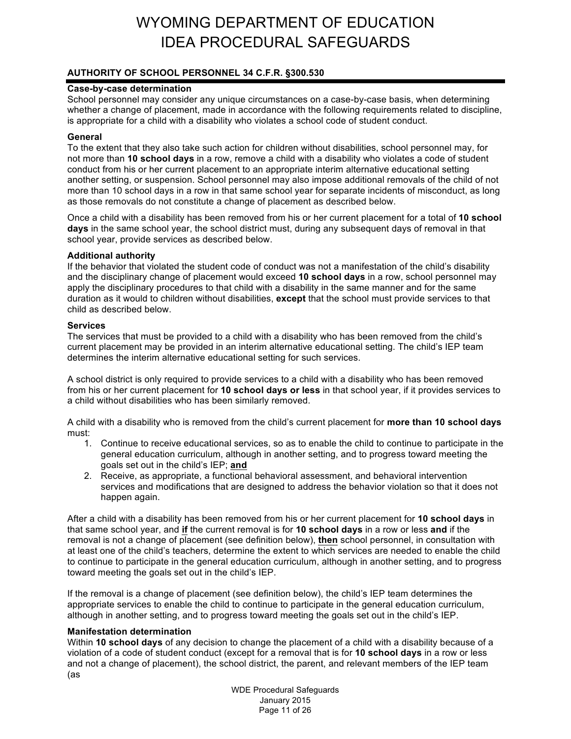## AUTHORITY OF SCHOOL PERSONNEL 34 C.F.R. §300.530

**Case-by-case determination**
School personnel may consider any unique circumstances on a case-by-case basis, when determining whether a change of placement, made in accordance with the following requirements related to discipline, is appropriate for a child with a disability who violates a school code of student conduct.

**General**
To the extent that they also take such action for children without disabilities, school personnel may, for not more than **10 school days** in a row, remove a child with a disability who violates a code of student conduct from his or her current placement to an appropriate interim alternative educational setting another setting, or suspension. School personnel may also impose additional removals of the child of not more than 10 school days in a row in that same school year for separate incidents of misconduct, as long as those removals do not constitute a change of placement as described below.

Once a child with a disability has been removed from his or her current placement for a total of **10 school days** in the same school year, the school district must, during any subsequent days of removal in that school year, provide services as described below.

**Additional authority**
If the behavior that violated the student code of conduct was not a manifestation of the child's disability and the disciplinary change of placement would exceed **10 school days** in a row, school personnel may apply the disciplinary procedures to that child with a disability in the same manner and for the same duration as it would to children without disabilities, **except** that the school must provide services to that child as described below.

**Services**
The services that must be provided to a child with a disability who has been removed from the child's current placement may be provided in an interim alternative educational setting. The child's IEP team determines the interim alternative educational setting for such services.

A school district is only required to provide services to a child with a disability who has been removed from his or her current placement for **10 school days or less** in that school year, if it provides services to a child without disabilities who has been similarly removed.

A child with a disability who is removed from the child's current placement for **more than 10 school days** must:

1. Continue to receive educational services, so as to enable the child to continue to participate in the general education curriculum, although in another setting, and to progress toward meeting the goals set out in the child's IEP; **<u>and</u>**
2. Receive, as appropriate, a functional behavioral assessment, and behavioral intervention services and modifications that are designed to address the behavior violation so that it does not happen again.

After a child with a disability has been removed from his or her current placement for **10 school days** in that same school year, and **<u>if</u>** the current removal is for **10 school days** in a row or less **and** if the removal is not a change of placement (see definition below), **<u>then</u>** school personnel, in consultation with at least one of the child's teachers, determine the extent to which services are needed to enable the child to continue to participate in the general education curriculum, although in another setting, and to progress toward meeting the goals set out in the child's IEP.

If the removal is a change of placement (see definition below), the child's IEP team determines the appropriate services to enable the child to continue to participate in the general education curriculum, although in another setting, and to progress toward meeting the goals set out in the child's IEP.

**Manifestation determination**
Within **10 school days** of any decision to change the placement of a child with a disability because of a violation of a code of student conduct (except for a removal that is for **10 school days** in a row or less and not a change of placement), the school district, the parent, and relevant members of the IEP team (as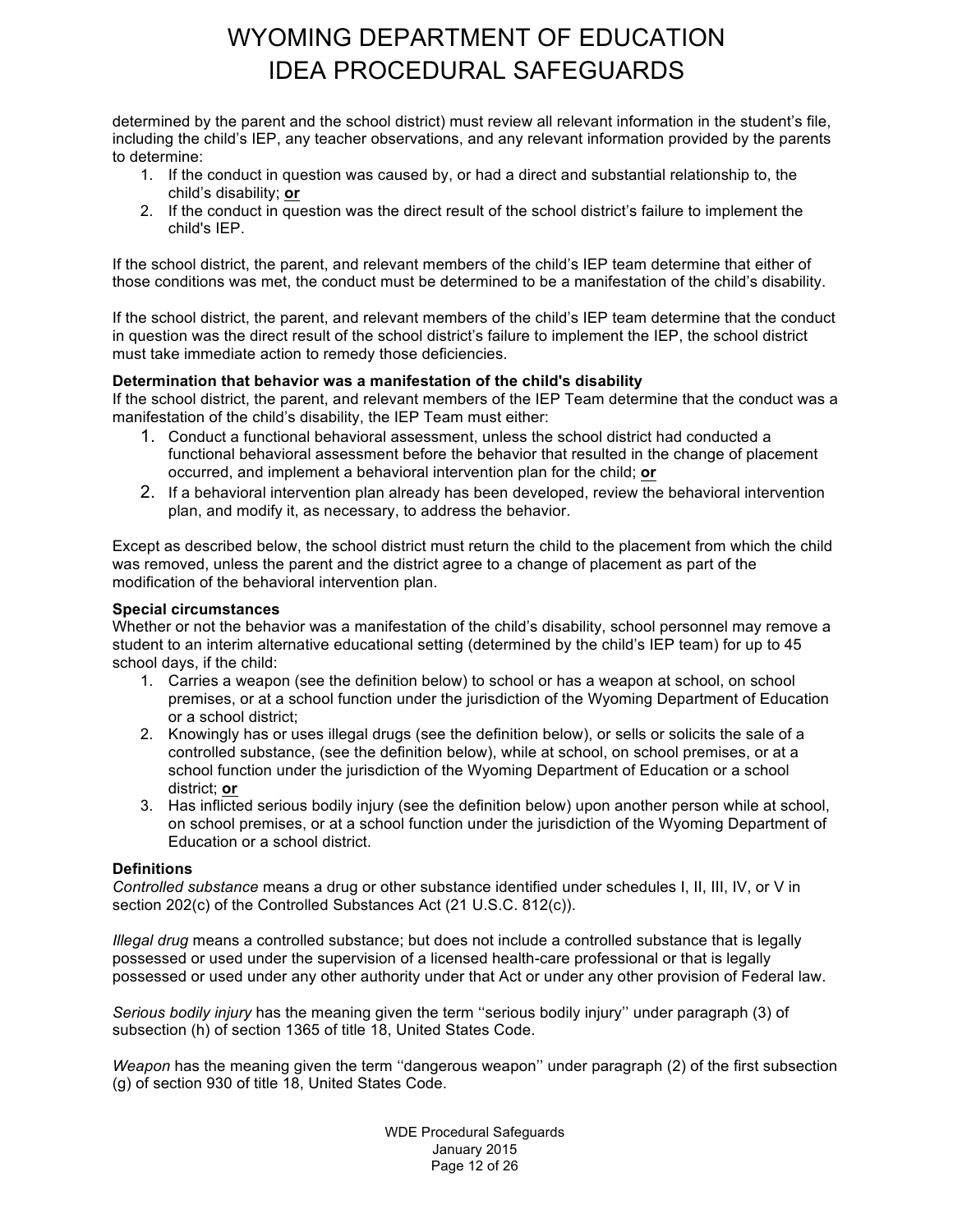determined by the parent and the school district) must review all relevant information in the student's file, including the child's IEP, any teacher observations, and any relevant information provided by the parents to determine:

1. If the conduct in question was caused by, or had a direct and substantial relationship to, the child's disability; **or**
2. If the conduct in question was the direct result of the school district's failure to implement the child's IEP.

If the school district, the parent, and relevant members of the child's IEP team determine that either of those conditions was met, the conduct must be determined to be a manifestation of the child's disability.

If the school district, the parent, and relevant members of the child's IEP team determine that the conduct in question was the direct result of the school district's failure to implement the IEP, the school district must take immediate action to remedy those deficiencies.

**Determination that behavior was a manifestation of the child's disability**

If the school district, the parent, and relevant members of the IEP Team determine that the conduct was a manifestation of the child's disability, the IEP Team must either:

1. Conduct a functional behavioral assessment, unless the school district had conducted a functional behavioral assessment before the behavior that resulted in the change of placement occurred, and implement a behavioral intervention plan for the child; **or**
2. If a behavioral intervention plan already has been developed, review the behavioral intervention plan, and modify it, as necessary, to address the behavior.

Except as described below, the school district must return the child to the placement from which the child was removed, unless the parent and the district agree to a change of placement as part of the modification of the behavioral intervention plan.

**Special circumstances**

Whether or not the behavior was a manifestation of the child's disability, school personnel may remove a student to an interim alternative educational setting (determined by the child's IEP team) for up to 45 school days, if the child:

1. Carries a weapon (see the definition below) to school or has a weapon at school, on school premises, or at a school function under the jurisdiction of the Wyoming Department of Education or a school district;
2. Knowingly has or uses illegal drugs (see the definition below), or sells or solicits the sale of a controlled substance, (see the definition below), while at school, on school premises, or at a school function under the jurisdiction of the Wyoming Department of Education or a school district; **or**
3. Has inflicted serious bodily injury (see the definition below) upon another person while at school, on school premises, or at a school function under the jurisdiction of the Wyoming Department of Education or a school district.

**Definitions**

*Controlled substance* means a drug or other substance identified under schedules I, II, III, IV, or V in section 202(c) of the Controlled Substances Act (21 U.S.C. 812(c)).

*Illegal drug* means a controlled substance; but does not include a controlled substance that is legally possessed or used under the supervision of a licensed health-care professional or that is legally possessed or used under any other authority under that Act or under any other provision of Federal law.

*Serious bodily injury* has the meaning given the term ''serious bodily injury'' under paragraph (3) of subsection (h) of section 1365 of title 18, United States Code.

*Weapon* has the meaning given the term ''dangerous weapon'' under paragraph (2) of the first subsection (g) of section 930 of title 18, United States Code.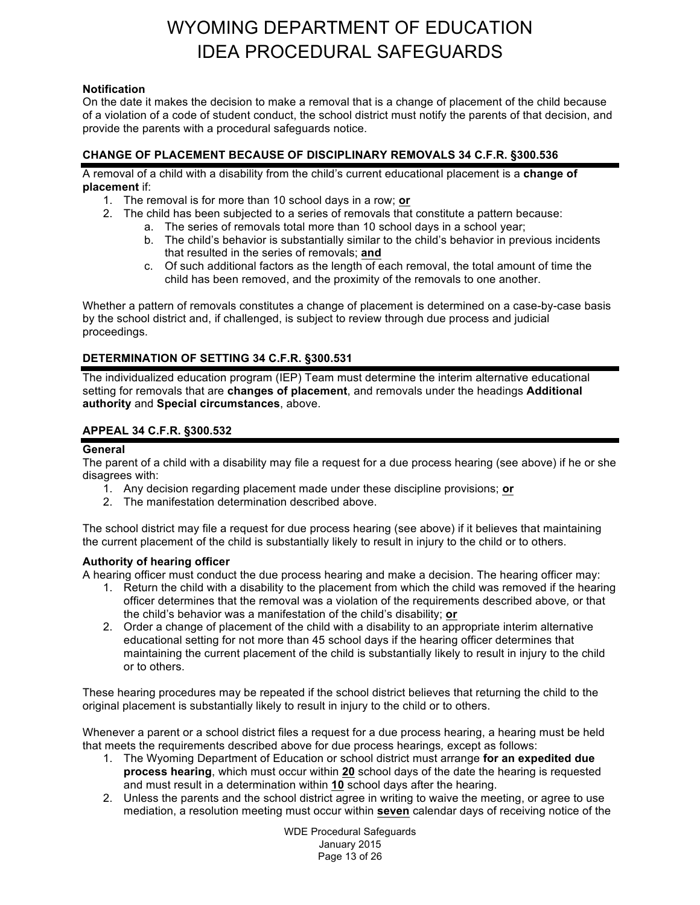**Notification**

On the date it makes the decision to make a removal that is a change of placement of the child because of a violation of a code of student conduct, the school district must notify the parents of that decision, and provide the parents with a procedural safeguards notice.

## CHANGE OF PLACEMENT BECAUSE OF DISCIPLINARY REMOVALS 34 C.F.R. §300.536

A removal of a child with a disability from the child's current educational placement is a **change of placement** if:

1. The removal is for more than 10 school days in a row; **or**
2. The child has been subjected to a series of removals that constitute a pattern because:
   a. The series of removals total more than 10 school days in a school year;
   b. The child's behavior is substantially similar to the child's behavior in previous incidents that resulted in the series of removals; **and**
   c. Of such additional factors as the length of each removal, the total amount of time the child has been removed, and the proximity of the removals to one another.

Whether a pattern of removals constitutes a change of placement is determined on a case-by-case basis by the school district and, if challenged, is subject to review through due process and judicial proceedings.

## DETERMINATION OF SETTING 34 C.F.R. §300.531

The individualized education program (IEP) Team must determine the interim alternative educational setting for removals that are **changes of placement**, and removals under the headings **Additional authority** and **Special circumstances**, above.

## APPEAL 34 C.F.R. §300.532

**General**

The parent of a child with a disability may file a request for a due process hearing (see above) if he or she disagrees with:

1. Any decision regarding placement made under these discipline provisions; **or**
2. The manifestation determination described above.

The school district may file a request for due process hearing (see above) if it believes that maintaining the current placement of the child is substantially likely to result in injury to the child or to others.

**Authority of hearing officer**

A hearing officer must conduct the due process hearing and make a decision. The hearing officer may:

1. Return the child with a disability to the placement from which the child was removed if the hearing officer determines that the removal was a violation of the requirements described above*,* or that the child's behavior was a manifestation of the child's disability; **or**
2. Order a change of placement of the child with a disability to an appropriate interim alternative educational setting for not more than 45 school days if the hearing officer determines that maintaining the current placement of the child is substantially likely to result in injury to the child or to others.

These hearing procedures may be repeated if the school district believes that returning the child to the original placement is substantially likely to result in injury to the child or to others.

Whenever a parent or a school district files a request for a due process hearing, a hearing must be held that meets the requirements described above for due process hearings*,* except as follows:

1. The Wyoming Department of Education or school district must arrange **for an expedited due process hearing**, which must occur within **20** school days of the date the hearing is requested and must result in a determination within **10** school days after the hearing.
2. Unless the parents and the school district agree in writing to waive the meeting, or agree to use mediation, a resolution meeting must occur within **seven** calendar days of receiving notice of the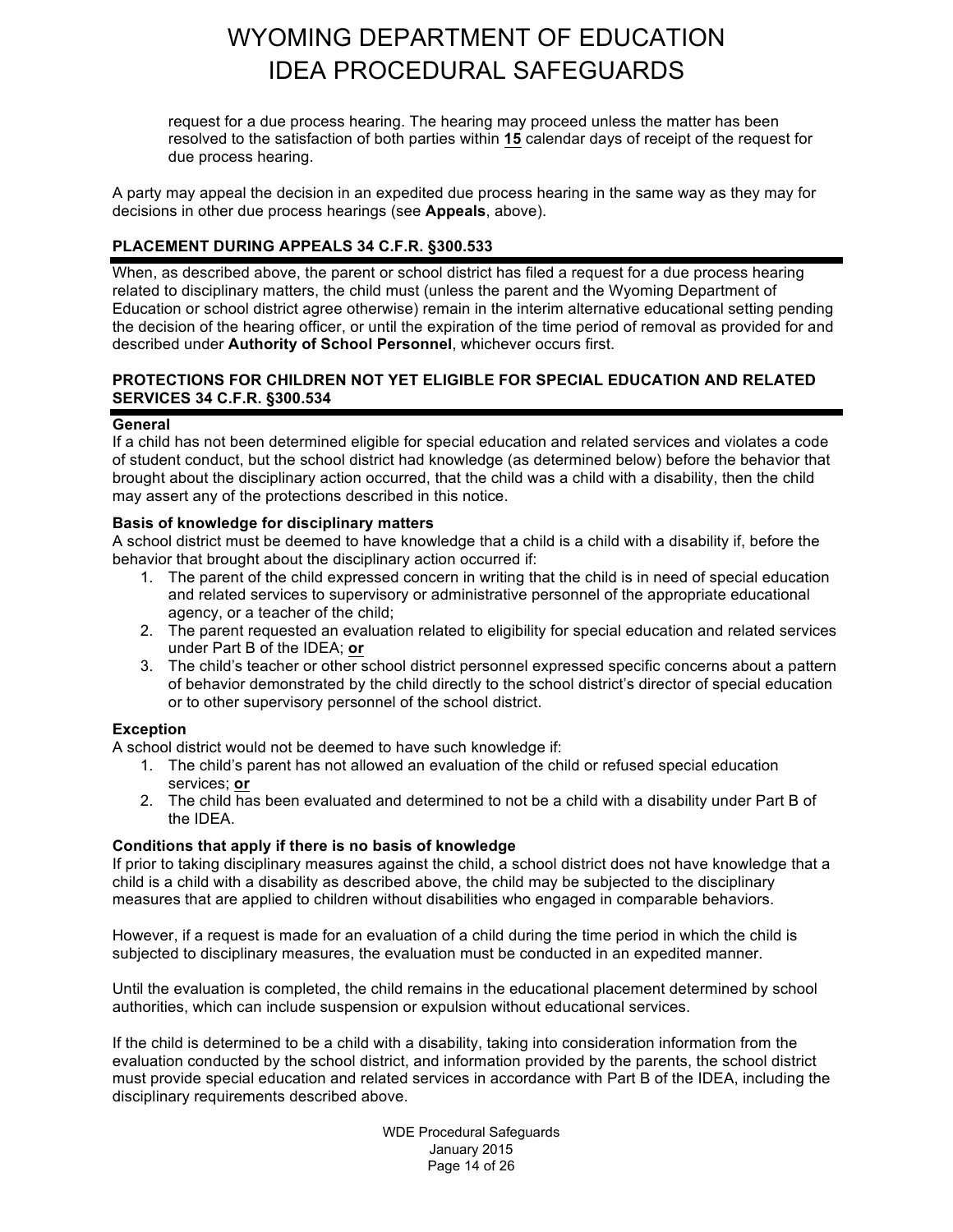request for a due process hearing. The hearing may proceed unless the matter has been resolved to the satisfaction of both parties within **15** calendar days of receipt of the request for due process hearing.

A party may appeal the decision in an expedited due process hearing in the same way as they may for decisions in other due process hearings (see **Appeals**, above).

## PLACEMENT DURING APPEALS 34 C.F.R. §300.533

When, as described above, the parent or school district has filed a request for a due process hearing related to disciplinary matters, the child must (unless the parent and the Wyoming Department of Education or school district agree otherwise) remain in the interim alternative educational setting pending the decision of the hearing officer, or until the expiration of the time period of removal as provided for and described under **Authority of School Personnel**, whichever occurs first.

## PROTECTIONS FOR CHILDREN NOT YET ELIGIBLE FOR SPECIAL EDUCATION AND RELATED SERVICES 34 C.F.R. §300.534

### General

If a child has not been determined eligible for special education and related services and violates a code of student conduct, but the school district had knowledge (as determined below) before the behavior that brought about the disciplinary action occurred, that the child was a child with a disability, then the child may assert any of the protections described in this notice.

### Basis of knowledge for disciplinary matters

A school district must be deemed to have knowledge that a child is a child with a disability if, before the behavior that brought about the disciplinary action occurred if:

1. The parent of the child expressed concern in writing that the child is in need of special education and related services to supervisory or administrative personnel of the appropriate educational agency, or a teacher of the child;
2. The parent requested an evaluation related to eligibility for special education and related services under Part B of the IDEA; **or**
3. The child's teacher or other school district personnel expressed specific concerns about a pattern of behavior demonstrated by the child directly to the school district's director of special education or to other supervisory personnel of the school district.

### Exception

A school district would not be deemed to have such knowledge if:

1. The child's parent has not allowed an evaluation of the child or refused special education services; **or**
2. The child has been evaluated and determined to not be a child with a disability under Part B of the IDEA.

### Conditions that apply if there is no basis of knowledge

If prior to taking disciplinary measures against the child, a school district does not have knowledge that a child is a child with a disability as described above, the child may be subjected to the disciplinary measures that are applied to children without disabilities who engaged in comparable behaviors.

However, if a request is made for an evaluation of a child during the time period in which the child is subjected to disciplinary measures, the evaluation must be conducted in an expedited manner.

Until the evaluation is completed, the child remains in the educational placement determined by school authorities, which can include suspension or expulsion without educational services.

If the child is determined to be a child with a disability, taking into consideration information from the evaluation conducted by the school district, and information provided by the parents, the school district must provide special education and related services in accordance with Part B of the IDEA, including the disciplinary requirements described above.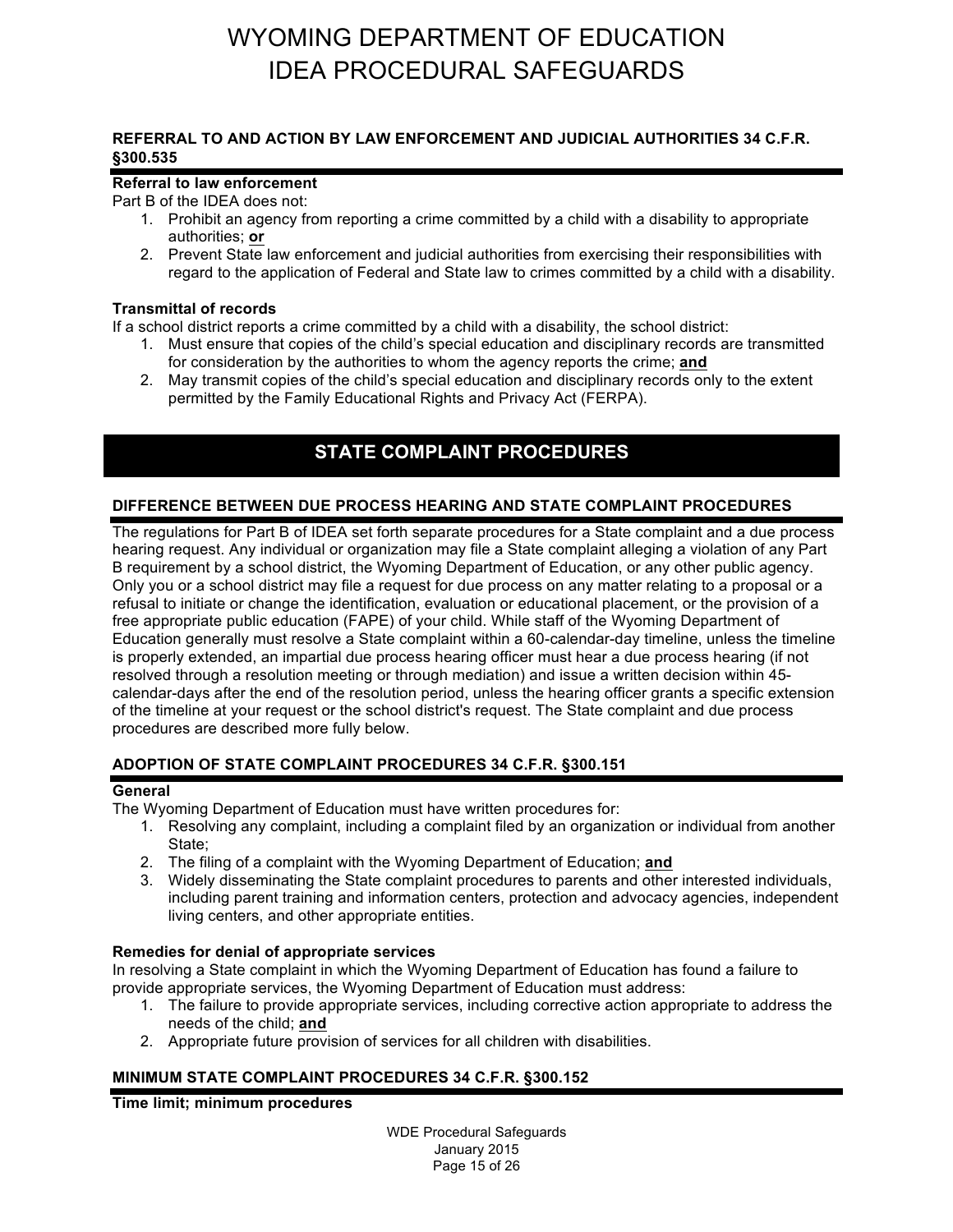### REFERRAL TO AND ACTION BY LAW ENFORCEMENT AND JUDICIAL AUTHORITIES 34 C.F.R. §300.535

**Referral to law enforcement**

Part B of the IDEA does not:

1. Prohibit an agency from reporting a crime committed by a child with a disability to appropriate authorities; **or**
2. Prevent State law enforcement and judicial authorities from exercising their responsibilities with regard to the application of Federal and State law to crimes committed by a child with a disability.

**Transmittal of records**

If a school district reports a crime committed by a child with a disability, the school district:

1. Must ensure that copies of the child's special education and disciplinary records are transmitted for consideration by the authorities to whom the agency reports the crime; **and**
2. May transmit copies of the child's special education and disciplinary records only to the extent permitted by the Family Educational Rights and Privacy Act (FERPA).

## STATE COMPLAINT PROCEDURES

### DIFFERENCE BETWEEN DUE PROCESS HEARING AND STATE COMPLAINT PROCEDURES

The regulations for Part B of IDEA set forth separate procedures for a State complaint and a due process hearing request. Any individual or organization may file a State complaint alleging a violation of any Part B requirement by a school district, the Wyoming Department of Education, or any other public agency. Only you or a school district may file a request for due process on any matter relating to a proposal or a refusal to initiate or change the identification, evaluation or educational placement, or the provision of a free appropriate public education (FAPE) of your child. While staff of the Wyoming Department of Education generally must resolve a State complaint within a 60-calendar-day timeline, unless the timeline is properly extended, an impartial due process hearing officer must hear a due process hearing (if not resolved through a resolution meeting or through mediation) and issue a written decision within 45-calendar-days after the end of the resolution period, unless the hearing officer grants a specific extension of the timeline at your request or the school district's request. The State complaint and due process procedures are described more fully below.

### ADOPTION OF STATE COMPLAINT PROCEDURES 34 C.F.R. §300.151

**General**

The Wyoming Department of Education must have written procedures for:

1. Resolving any complaint, including a complaint filed by an organization or individual from another State;
2. The filing of a complaint with the Wyoming Department of Education; **and**
3. Widely disseminating the State complaint procedures to parents and other interested individuals, including parent training and information centers, protection and advocacy agencies, independent living centers, and other appropriate entities.

**Remedies for denial of appropriate services**

In resolving a State complaint in which the Wyoming Department of Education has found a failure to provide appropriate services, the Wyoming Department of Education must address:

1. The failure to provide appropriate services, including corrective action appropriate to address the needs of the child; **and**
2. Appropriate future provision of services for all children with disabilities.

### MINIMUM STATE COMPLAINT PROCEDURES 34 C.F.R. §300.152

**Time limit; minimum procedures**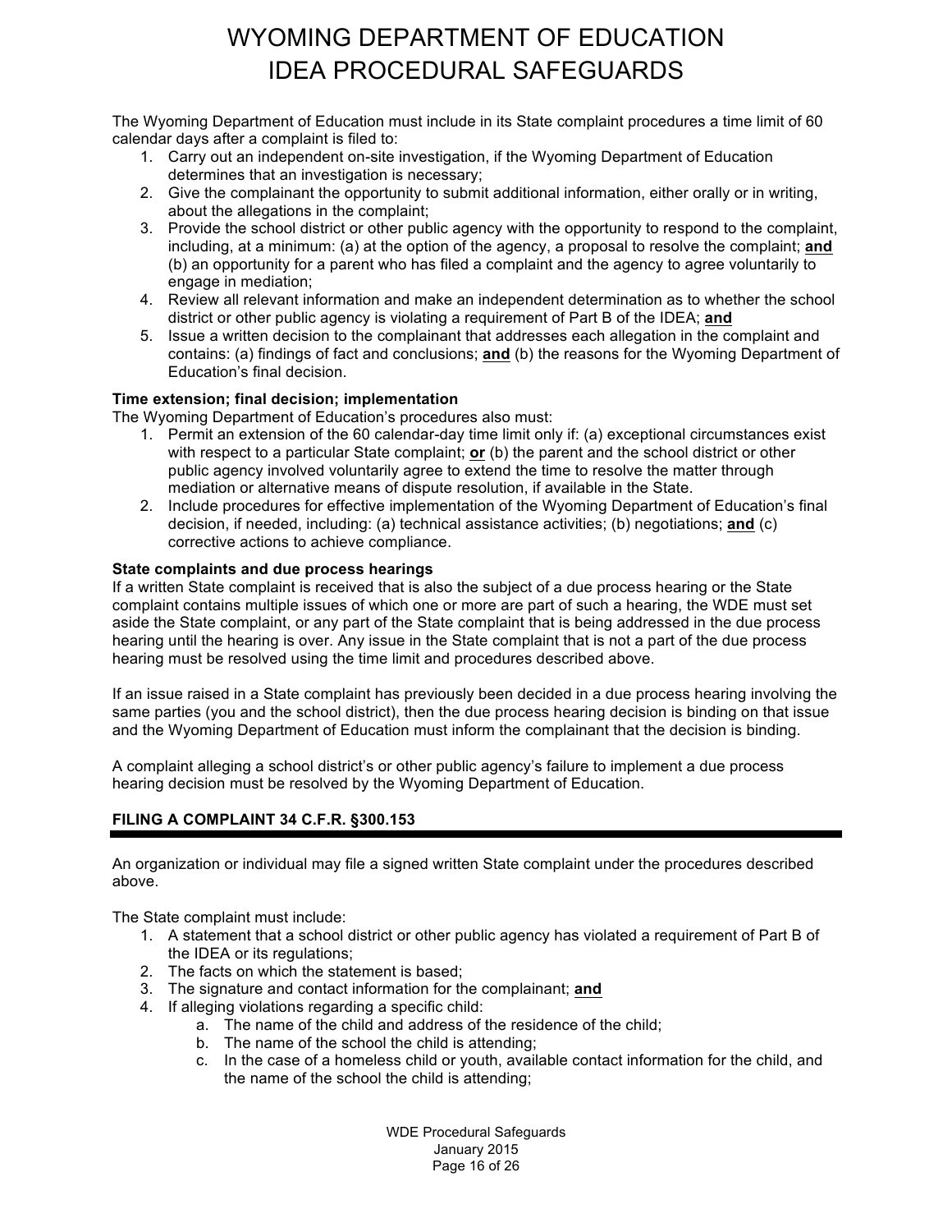The Wyoming Department of Education must include in its State complaint procedures a time limit of 60 calendar days after a complaint is filed to:

1. Carry out an independent on-site investigation, if the Wyoming Department of Education determines that an investigation is necessary;
2. Give the complainant the opportunity to submit additional information, either orally or in writing, about the allegations in the complaint;
3. Provide the school district or other public agency with the opportunity to respond to the complaint, including, at a minimum: (a) at the option of the agency, a proposal to resolve the complaint; **and** (b) an opportunity for a parent who has filed a complaint and the agency to agree voluntarily to engage in mediation;
4. Review all relevant information and make an independent determination as to whether the school district or other public agency is violating a requirement of Part B of the IDEA; **and**
5. Issue a written decision to the complainant that addresses each allegation in the complaint and contains: (a) findings of fact and conclusions; **and** (b) the reasons for the Wyoming Department of Education's final decision.

**Time extension; final decision; implementation**

The Wyoming Department of Education's procedures also must:

1. Permit an extension of the 60 calendar-day time limit only if: (a) exceptional circumstances exist with respect to a particular State complaint; **or** (b) the parent and the school district or other public agency involved voluntarily agree to extend the time to resolve the matter through mediation or alternative means of dispute resolution, if available in the State.
2. Include procedures for effective implementation of the Wyoming Department of Education's final decision, if needed, including: (a) technical assistance activities; (b) negotiations; **and** (c) corrective actions to achieve compliance.

**State complaints and due process hearings**

If a written State complaint is received that is also the subject of a due process hearing or the State complaint contains multiple issues of which one or more are part of such a hearing, the WDE must set aside the State complaint, or any part of the State complaint that is being addressed in the due process hearing until the hearing is over. Any issue in the State complaint that is not a part of the due process hearing must be resolved using the time limit and procedures described above.

If an issue raised in a State complaint has previously been decided in a due process hearing involving the same parties (you and the school district), then the due process hearing decision is binding on that issue and the Wyoming Department of Education must inform the complainant that the decision is binding.

A complaint alleging a school district's or other public agency's failure to implement a due process hearing decision must be resolved by the Wyoming Department of Education.

## FILING A COMPLAINT 34 C.F.R. §300.153

An organization or individual may file a signed written State complaint under the procedures described above.

The State complaint must include:

1. A statement that a school district or other public agency has violated a requirement of Part B of the IDEA or its regulations;
2. The facts on which the statement is based;
3. The signature and contact information for the complainant; **and**
4. If alleging violations regarding a specific child:
    a. The name of the child and address of the residence of the child;
    b. The name of the school the child is attending;
    c. In the case of a homeless child or youth, available contact information for the child, and the name of the school the child is attending;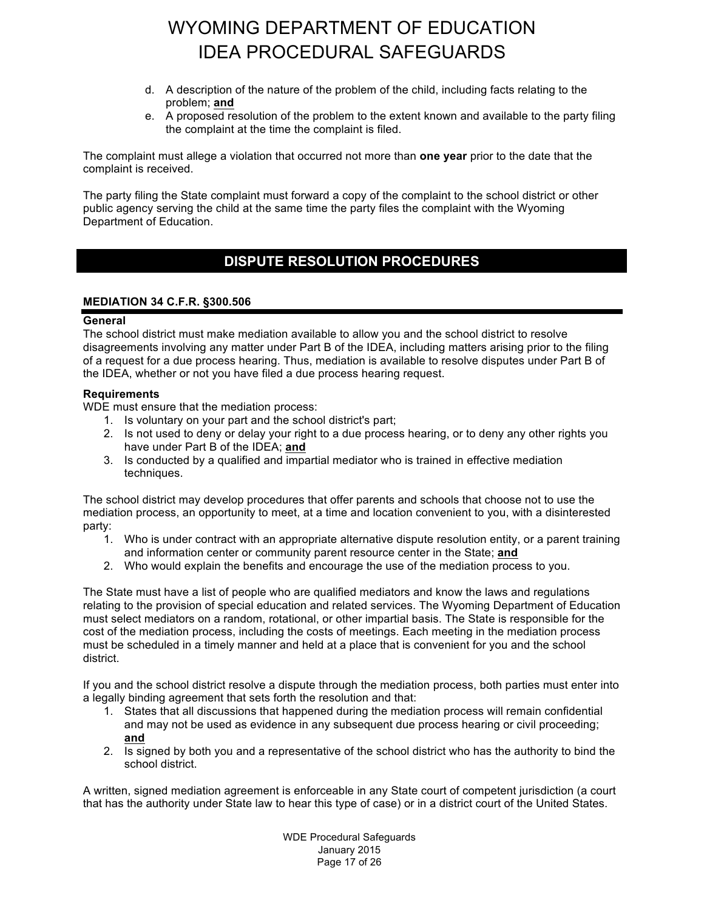d. A description of the nature of the problem of the child, including facts relating to the problem; **and**
e. A proposed resolution of the problem to the extent known and available to the party filing the complaint at the time the complaint is filed.

The complaint must allege a violation that occurred not more than **one year** prior to the date that the complaint is received.

The party filing the State complaint must forward a copy of the complaint to the school district or other public agency serving the child at the same time the party files the complaint with the Wyoming Department of Education.

## DISPUTE RESOLUTION PROCEDURES

### MEDIATION 34 C.F.R. §300.506

**General**

The school district must make mediation available to allow you and the school district to resolve disagreements involving any matter under Part B of the IDEA, including matters arising prior to the filing of a request for a due process hearing. Thus, mediation is available to resolve disputes under Part B of the IDEA, whether or not you have filed a due process hearing request.

**Requirements**

WDE must ensure that the mediation process:

1. Is voluntary on your part and the school district's part;
2. Is not used to deny or delay your right to a due process hearing, or to deny any other rights you have under Part B of the IDEA; **and**
3. Is conducted by a qualified and impartial mediator who is trained in effective mediation techniques.

The school district may develop procedures that offer parents and schools that choose not to use the mediation process, an opportunity to meet, at a time and location convenient to you, with a disinterested party:

1. Who is under contract with an appropriate alternative dispute resolution entity, or a parent training and information center or community parent resource center in the State; **and**
2. Who would explain the benefits and encourage the use of the mediation process to you.

The State must have a list of people who are qualified mediators and know the laws and regulations relating to the provision of special education and related services. The Wyoming Department of Education must select mediators on a random, rotational, or other impartial basis. The State is responsible for the cost of the mediation process, including the costs of meetings. Each meeting in the mediation process must be scheduled in a timely manner and held at a place that is convenient for you and the school district.

If you and the school district resolve a dispute through the mediation process, both parties must enter into a legally binding agreement that sets forth the resolution and that:

1. States that all discussions that happened during the mediation process will remain confidential and may not be used as evidence in any subsequent due process hearing or civil proceeding; **and**
2. Is signed by both you and a representative of the school district who has the authority to bind the school district.

A written, signed mediation agreement is enforceable in any State court of competent jurisdiction (a court that has the authority under State law to hear this type of case) or in a district court of the United States.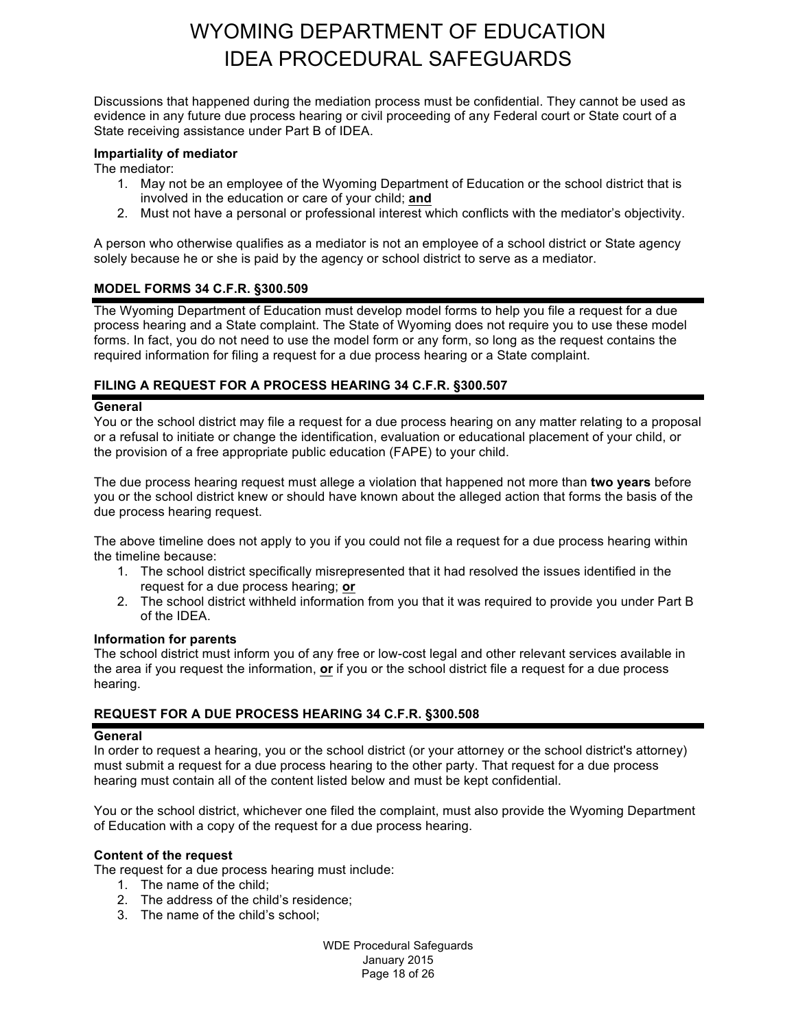Discussions that happened during the mediation process must be confidential. They cannot be used as evidence in any future due process hearing or civil proceeding of any Federal court or State court of a State receiving assistance under Part B of IDEA.

**Impartiality of mediator**

The mediator:

1. May not be an employee of the Wyoming Department of Education or the school district that is involved in the education or care of your child; **and**
2. Must not have a personal or professional interest which conflicts with the mediator's objectivity.

A person who otherwise qualifies as a mediator is not an employee of a school district or State agency solely because he or she is paid by the agency or school district to serve as a mediator.

### MODEL FORMS 34 C.F.R. §300.509

The Wyoming Department of Education must develop model forms to help you file a request for a due process hearing and a State complaint. The State of Wyoming does not require you to use these model forms. In fact, you do not need to use the model form or any form, so long as the request contains the required information for filing a request for a due process hearing or a State complaint.

### FILING A REQUEST FOR A PROCESS HEARING 34 C.F.R. §300.507

**General**

You or the school district may file a request for a due process hearing on any matter relating to a proposal or a refusal to initiate or change the identification, evaluation or educational placement of your child, or the provision of a free appropriate public education (FAPE) to your child.

The due process hearing request must allege a violation that happened not more than **two years** before you or the school district knew or should have known about the alleged action that forms the basis of the due process hearing request.

The above timeline does not apply to you if you could not file a request for a due process hearing within the timeline because:

1. The school district specifically misrepresented that it had resolved the issues identified in the request for a due process hearing; **or**
2. The school district withheld information from you that it was required to provide you under Part B of the IDEA.

**Information for parents**

The school district must inform you of any free or low-cost legal and other relevant services available in the area if you request the information, **or** if you or the school district file a request for a due process hearing.

### REQUEST FOR A DUE PROCESS HEARING 34 C.F.R. §300.508

**General**

In order to request a hearing, you or the school district (or your attorney or the school district's attorney) must submit a request for a due process hearing to the other party. That request for a due process hearing must contain all of the content listed below and must be kept confidential.

You or the school district, whichever one filed the complaint, must also provide the Wyoming Department of Education with a copy of the request for a due process hearing.

**Content of the request**

The request for a due process hearing must include:

1. The name of the child;
2. The address of the child's residence;
3. The name of the child's school;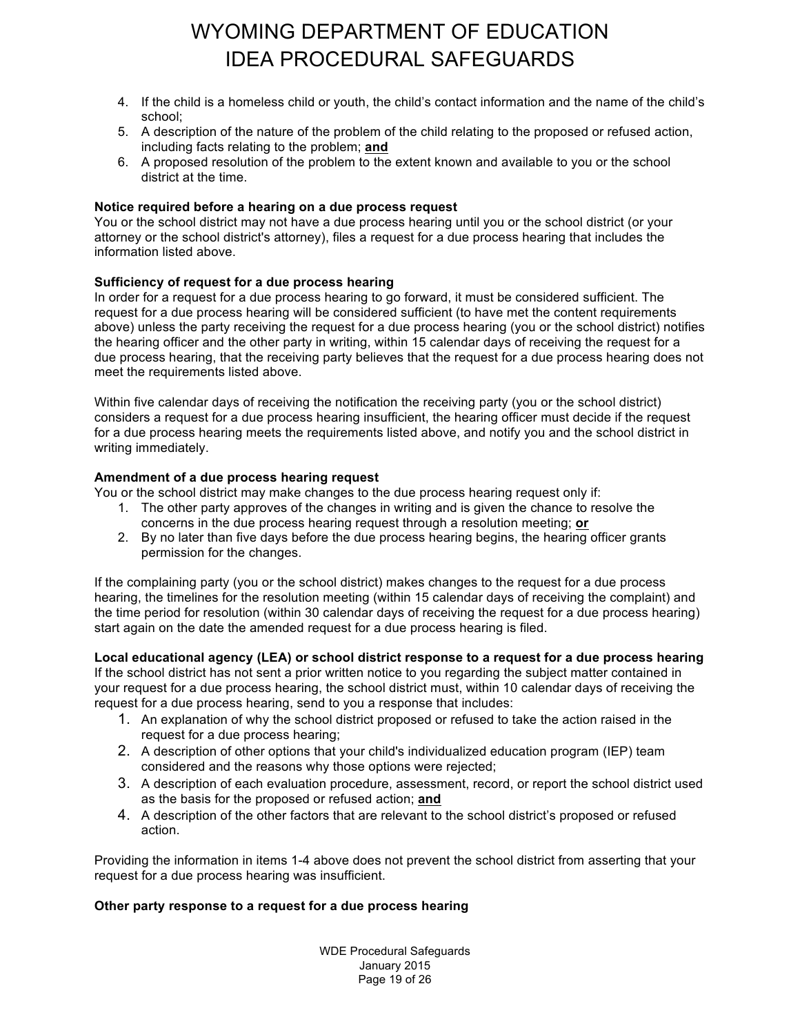4. If the child is a homeless child or youth, the child's contact information and the name of the child's school;
5. A description of the nature of the problem of the child relating to the proposed or refused action, including facts relating to the problem; **and**
6. A proposed resolution of the problem to the extent known and available to you or the school district at the time.

**Notice required before a hearing on a due process request**

You or the school district may not have a due process hearing until you or the school district (or your attorney or the school district's attorney), files a request for a due process hearing that includes the information listed above.

**Sufficiency of request for a due process hearing**

In order for a request for a due process hearing to go forward, it must be considered sufficient. The request for a due process hearing will be considered sufficient (to have met the content requirements above) unless the party receiving the request for a due process hearing (you or the school district) notifies the hearing officer and the other party in writing, within 15 calendar days of receiving the request for a due process hearing, that the receiving party believes that the request for a due process hearing does not meet the requirements listed above.

Within five calendar days of receiving the notification the receiving party (you or the school district) considers a request for a due process hearing insufficient, the hearing officer must decide if the request for a due process hearing meets the requirements listed above, and notify you and the school district in writing immediately.

**Amendment of a due process hearing request**

You or the school district may make changes to the due process hearing request only if:

1. The other party approves of the changes in writing and is given the chance to resolve the concerns in the due process hearing request through a resolution meeting; **or**
2. By no later than five days before the due process hearing begins, the hearing officer grants permission for the changes.

If the complaining party (you or the school district) makes changes to the request for a due process hearing, the timelines for the resolution meeting (within 15 calendar days of receiving the complaint) and the time period for resolution (within 30 calendar days of receiving the request for a due process hearing) start again on the date the amended request for a due process hearing is filed.

**Local educational agency (LEA) or school district response to a request for a due process hearing**

If the school district has not sent a prior written notice to you regarding the subject matter contained in your request for a due process hearing, the school district must, within 10 calendar days of receiving the request for a due process hearing, send to you a response that includes:

1. An explanation of why the school district proposed or refused to take the action raised in the request for a due process hearing;
2. A description of other options that your child's individualized education program (IEP) team considered and the reasons why those options were rejected;
3. A description of each evaluation procedure, assessment, record, or report the school district used as the basis for the proposed or refused action; **and**
4. A description of the other factors that are relevant to the school district's proposed or refused action.

Providing the information in items 1-4 above does not prevent the school district from asserting that your request for a due process hearing was insufficient.

**Other party response to a request for a due process hearing**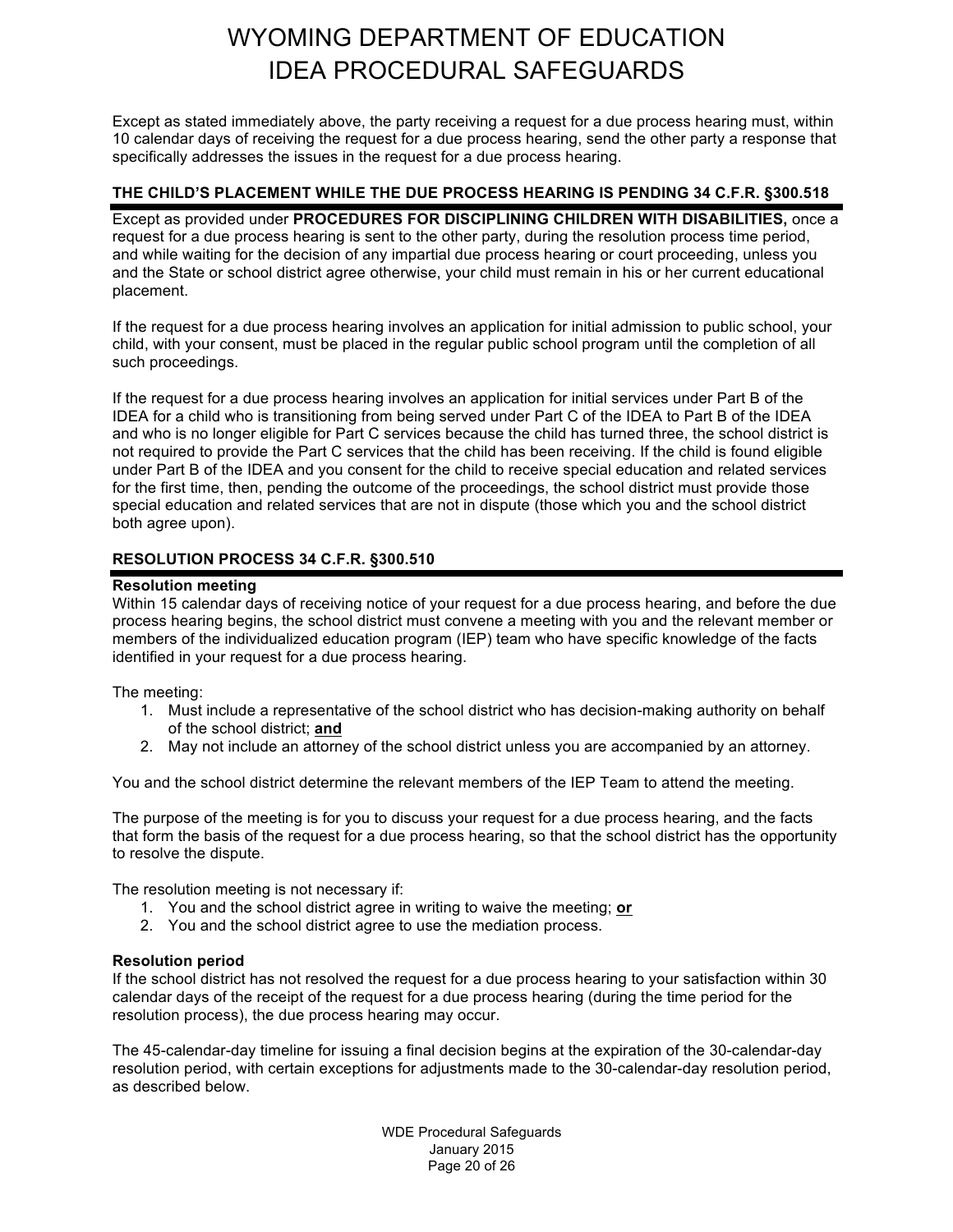Except as stated immediately above, the party receiving a request for a due process hearing must, within 10 calendar days of receiving the request for a due process hearing, send the other party a response that specifically addresses the issues in the request for a due process hearing.

## THE CHILD'S PLACEMENT WHILE THE DUE PROCESS HEARING IS PENDING 34 C.F.R. §300.518

Except as provided under **PROCEDURES FOR DISCIPLINING CHILDREN WITH DISABILITIES,** once a request for a due process hearing is sent to the other party, during the resolution process time period, and while waiting for the decision of any impartial due process hearing or court proceeding, unless you and the State or school district agree otherwise, your child must remain in his or her current educational placement.

If the request for a due process hearing involves an application for initial admission to public school, your child, with your consent, must be placed in the regular public school program until the completion of all such proceedings.

If the request for a due process hearing involves an application for initial services under Part B of the IDEA for a child who is transitioning from being served under Part C of the IDEA to Part B of the IDEA and who is no longer eligible for Part C services because the child has turned three, the school district is not required to provide the Part C services that the child has been receiving. If the child is found eligible under Part B of the IDEA and you consent for the child to receive special education and related services for the first time, then, pending the outcome of the proceedings, the school district must provide those special education and related services that are not in dispute (those which you and the school district both agree upon).

## RESOLUTION PROCESS 34 C.F.R. §300.510

### Resolution meeting

Within 15 calendar days of receiving notice of your request for a due process hearing, and before the due process hearing begins, the school district must convene a meeting with you and the relevant member or members of the individualized education program (IEP) team who have specific knowledge of the facts identified in your request for a due process hearing.

The meeting:

1. Must include a representative of the school district who has decision-making authority on behalf of the school district; **and**
2. May not include an attorney of the school district unless you are accompanied by an attorney.

You and the school district determine the relevant members of the IEP Team to attend the meeting.

The purpose of the meeting is for you to discuss your request for a due process hearing, and the facts that form the basis of the request for a due process hearing, so that the school district has the opportunity to resolve the dispute.

The resolution meeting is not necessary if:

1. You and the school district agree in writing to waive the meeting; **or**
2. You and the school district agree to use the mediation process.

### Resolution period

If the school district has not resolved the request for a due process hearing to your satisfaction within 30 calendar days of the receipt of the request for a due process hearing (during the time period for the resolution process), the due process hearing may occur.

The 45-calendar-day timeline for issuing a final decision begins at the expiration of the 30-calendar-day resolution period, with certain exceptions for adjustments made to the 30-calendar-day resolution period, as described below.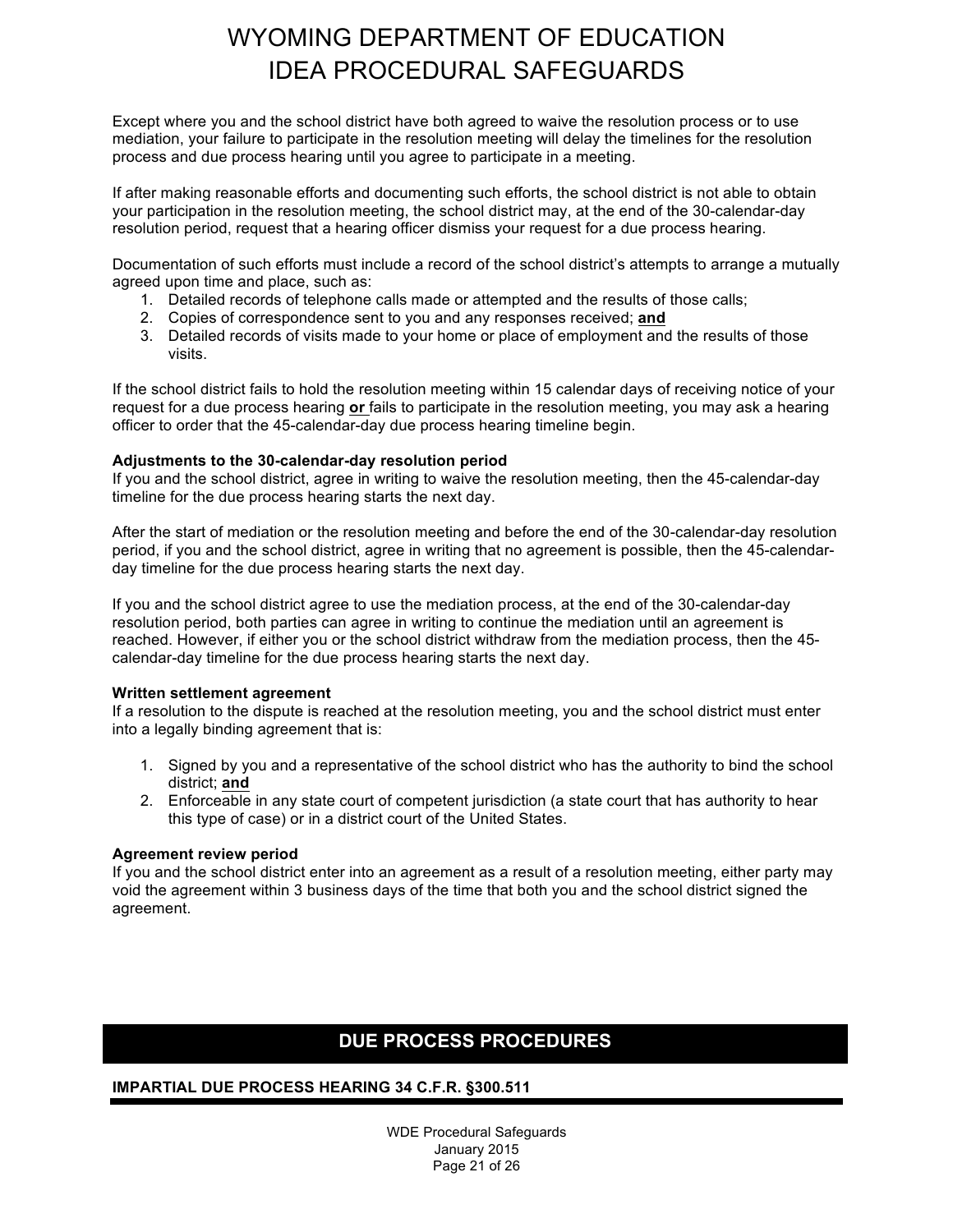Except where you and the school district have both agreed to waive the resolution process or to use mediation, your failure to participate in the resolution meeting will delay the timelines for the resolution process and due process hearing until you agree to participate in a meeting.

If after making reasonable efforts and documenting such efforts, the school district is not able to obtain your participation in the resolution meeting, the school district may, at the end of the 30-calendar-day resolution period, request that a hearing officer dismiss your request for a due process hearing.

Documentation of such efforts must include a record of the school district's attempts to arrange a mutually agreed upon time and place, such as:

1. Detailed records of telephone calls made or attempted and the results of those calls;
2. Copies of correspondence sent to you and any responses received; **and**
3. Detailed records of visits made to your home or place of employment and the results of those visits.

If the school district fails to hold the resolution meeting within 15 calendar days of receiving notice of your request for a due process hearing **or** fails to participate in the resolution meeting, you may ask a hearing officer to order that the 45-calendar-day due process hearing timeline begin.

**Adjustments to the 30-calendar-day resolution period**
If you and the school district, agree in writing to waive the resolution meeting, then the 45-calendar-day timeline for the due process hearing starts the next day.

After the start of mediation or the resolution meeting and before the end of the 30-calendar-day resolution period, if you and the school district, agree in writing that no agreement is possible, then the 45-calendar-day timeline for the due process hearing starts the next day.

If you and the school district agree to use the mediation process, at the end of the 30-calendar-day resolution period, both parties can agree in writing to continue the mediation until an agreement is reached. However, if either you or the school district withdraw from the mediation process, then the 45-calendar-day timeline for the due process hearing starts the next day.

**Written settlement agreement**
If a resolution to the dispute is reached at the resolution meeting, you and the school district must enter into a legally binding agreement that is:

1. Signed by you and a representative of the school district who has the authority to bind the school district; **and**
2. Enforceable in any state court of competent jurisdiction (a state court that has authority to hear this type of case) or in a district court of the United States.

**Agreement review period**
If you and the school district enter into an agreement as a result of a resolution meeting, either party may void the agreement within 3 business days of the time that both you and the school district signed the agreement.

## DUE PROCESS PROCEDURES

### IMPARTIAL DUE PROCESS HEARING 34 C.F.R. §300.511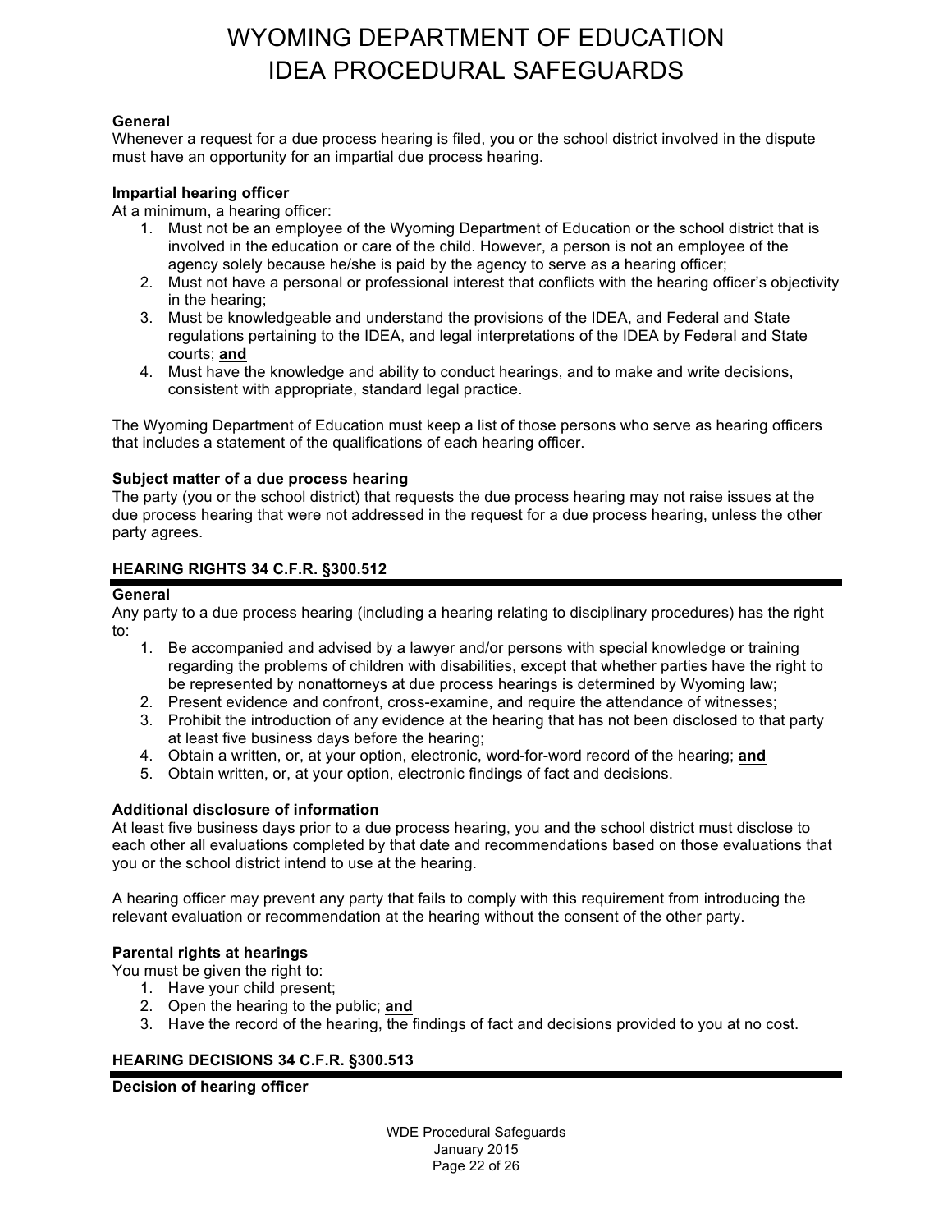**General**
Whenever a request for a due process hearing is filed, you or the school district involved in the dispute must have an opportunity for an impartial due process hearing.

**Impartial hearing officer**
At a minimum, a hearing officer:

1. Must not be an employee of the Wyoming Department of Education or the school district that is involved in the education or care of the child. However, a person is not an employee of the agency solely because he/she is paid by the agency to serve as a hearing officer;
2. Must not have a personal or professional interest that conflicts with the hearing officer's objectivity in the hearing;
3. Must be knowledgeable and understand the provisions of the IDEA, and Federal and State regulations pertaining to the IDEA, and legal interpretations of the IDEA by Federal and State courts; **and**
4. Must have the knowledge and ability to conduct hearings, and to make and write decisions, consistent with appropriate, standard legal practice.

The Wyoming Department of Education must keep a list of those persons who serve as hearing officers that includes a statement of the qualifications of each hearing officer.

**Subject matter of a due process hearing**
The party (you or the school district) that requests the due process hearing may not raise issues at the due process hearing that were not addressed in the request for a due process hearing, unless the other party agrees.

## HEARING RIGHTS 34 C.F.R. §300.512

**General**
Any party to a due process hearing (including a hearing relating to disciplinary procedures) has the right to:

1. Be accompanied and advised by a lawyer and/or persons with special knowledge or training regarding the problems of children with disabilities, except that whether parties have the right to be represented by nonattorneys at due process hearings is determined by Wyoming law;
2. Present evidence and confront, cross-examine, and require the attendance of witnesses;
3. Prohibit the introduction of any evidence at the hearing that has not been disclosed to that party at least five business days before the hearing;
4. Obtain a written, or, at your option, electronic, word-for-word record of the hearing; **and**
5. Obtain written, or, at your option, electronic findings of fact and decisions.

**Additional disclosure of information**
At least five business days prior to a due process hearing, you and the school district must disclose to each other all evaluations completed by that date and recommendations based on those evaluations that you or the school district intend to use at the hearing.

A hearing officer may prevent any party that fails to comply with this requirement from introducing the relevant evaluation or recommendation at the hearing without the consent of the other party.

**Parental rights at hearings**
You must be given the right to:

1. Have your child present;
2. Open the hearing to the public; **and**
3. Have the record of the hearing, the findings of fact and decisions provided to you at no cost.

## HEARING DECISIONS 34 C.F.R. §300.513

**Decision of hearing officer**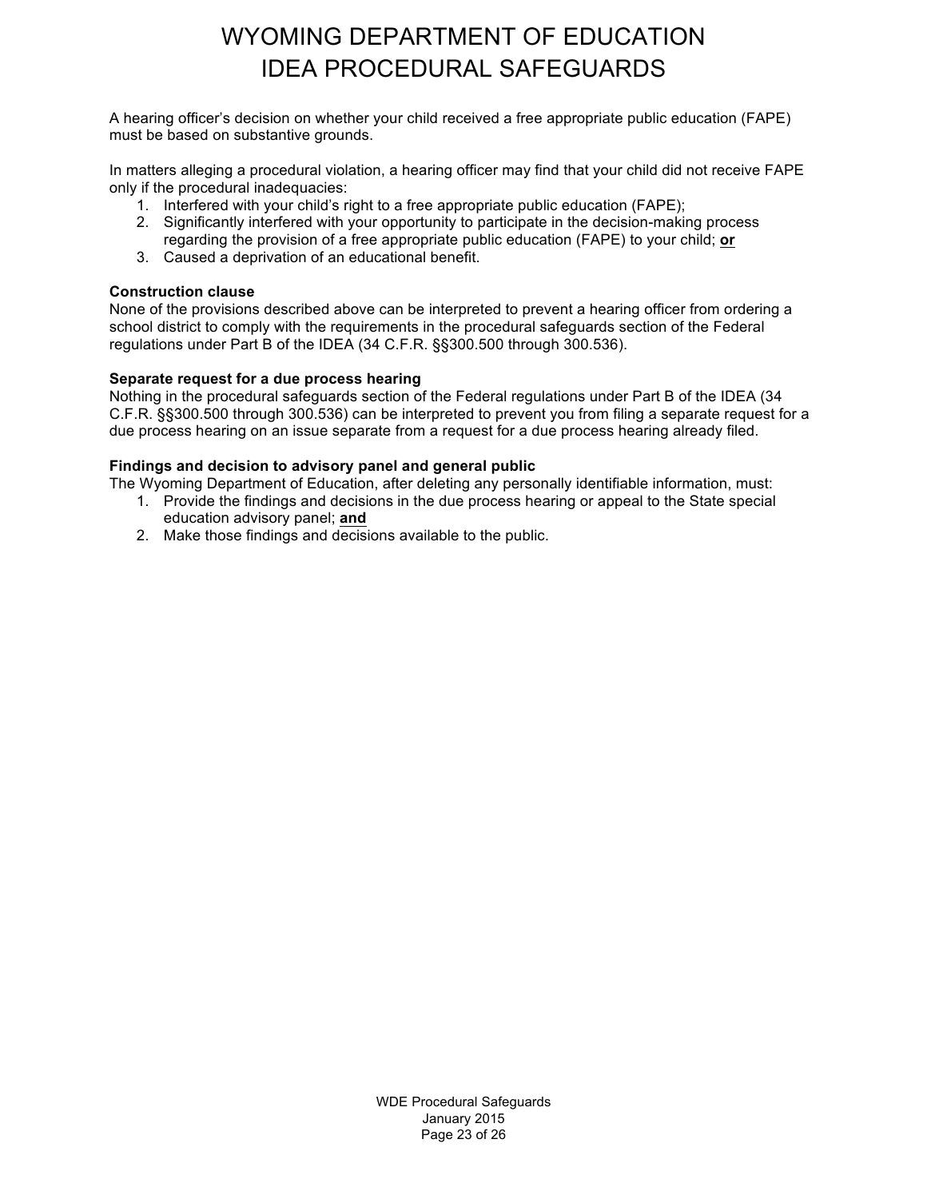A hearing officer's decision on whether your child received a free appropriate public education (FAPE) must be based on substantive grounds.

In matters alleging a procedural violation, a hearing officer may find that your child did not receive FAPE only if the procedural inadequacies:

1. Interfered with your child's right to a free appropriate public education (FAPE);
2. Significantly interfered with your opportunity to participate in the decision-making process regarding the provision of a free appropriate public education (FAPE) to your child; **or**
3. Caused a deprivation of an educational benefit.

**Construction clause**

None of the provisions described above can be interpreted to prevent a hearing officer from ordering a school district to comply with the requirements in the procedural safeguards section of the Federal regulations under Part B of the IDEA (34 C.F.R. §§300.500 through 300.536).

**Separate request for a due process hearing**

Nothing in the procedural safeguards section of the Federal regulations under Part B of the IDEA (34 C.F.R. §§300.500 through 300.536) can be interpreted to prevent you from filing a separate request for a due process hearing on an issue separate from a request for a due process hearing already filed.

**Findings and decision to advisory panel and general public**

The Wyoming Department of Education, after deleting any personally identifiable information, must:

1. Provide the findings and decisions in the due process hearing or appeal to the State special education advisory panel; **and**
2. Make those findings and decisions available to the public.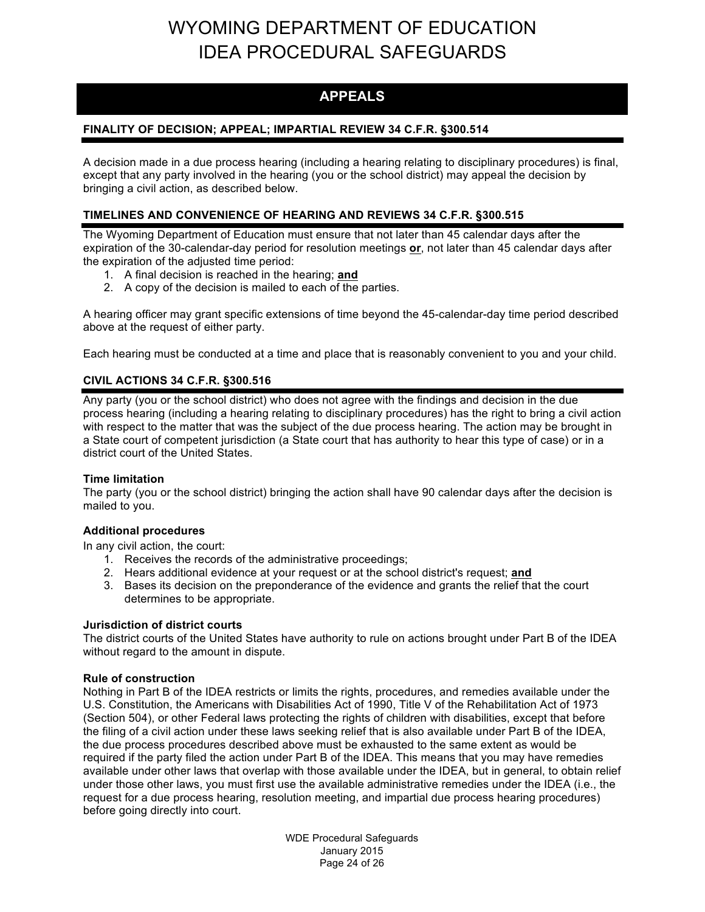## APPEALS

### FINALITY OF DECISION; APPEAL; IMPARTIAL REVIEW 34 C.F.R. §300.514

A decision made in a due process hearing (including a hearing relating to disciplinary procedures) is final, except that any party involved in the hearing (you or the school district) may appeal the decision by bringing a civil action, as described below.

### TIMELINES AND CONVENIENCE OF HEARING AND REVIEWS 34 C.F.R. §300.515

The Wyoming Department of Education must ensure that not later than 45 calendar days after the expiration of the 30-calendar-day period for resolution meetings **or**, not later than 45 calendar days after the expiration of the adjusted time period:

1. A final decision is reached in the hearing; **and**
2. A copy of the decision is mailed to each of the parties.

A hearing officer may grant specific extensions of time beyond the 45-calendar-day time period described above at the request of either party.

Each hearing must be conducted at a time and place that is reasonably convenient to you and your child.

### CIVIL ACTIONS 34 C.F.R. §300.516

Any party (you or the school district) who does not agree with the findings and decision in the due process hearing (including a hearing relating to disciplinary procedures) has the right to bring a civil action with respect to the matter that was the subject of the due process hearing. The action may be brought in a State court of competent jurisdiction (a State court that has authority to hear this type of case) or in a district court of the United States.

**Time limitation**

The party (you or the school district) bringing the action shall have 90 calendar days after the decision is mailed to you.

**Additional procedures**

In any civil action, the court:

1. Receives the records of the administrative proceedings;
2. Hears additional evidence at your request or at the school district's request; **and**
3. Bases its decision on the preponderance of the evidence and grants the relief that the court determines to be appropriate.

**Jurisdiction of district courts**

The district courts of the United States have authority to rule on actions brought under Part B of the IDEA without regard to the amount in dispute.

**Rule of construction**

Nothing in Part B of the IDEA restricts or limits the rights, procedures, and remedies available under the U.S. Constitution, the Americans with Disabilities Act of 1990, Title V of the Rehabilitation Act of 1973 (Section 504), or other Federal laws protecting the rights of children with disabilities, except that before the filing of a civil action under these laws seeking relief that is also available under Part B of the IDEA, the due process procedures described above must be exhausted to the same extent as would be required if the party filed the action under Part B of the IDEA. This means that you may have remedies available under other laws that overlap with those available under the IDEA, but in general, to obtain relief under those other laws, you must first use the available administrative remedies under the IDEA (i.e., the request for a due process hearing, resolution meeting, and impartial due process hearing procedures) before going directly into court.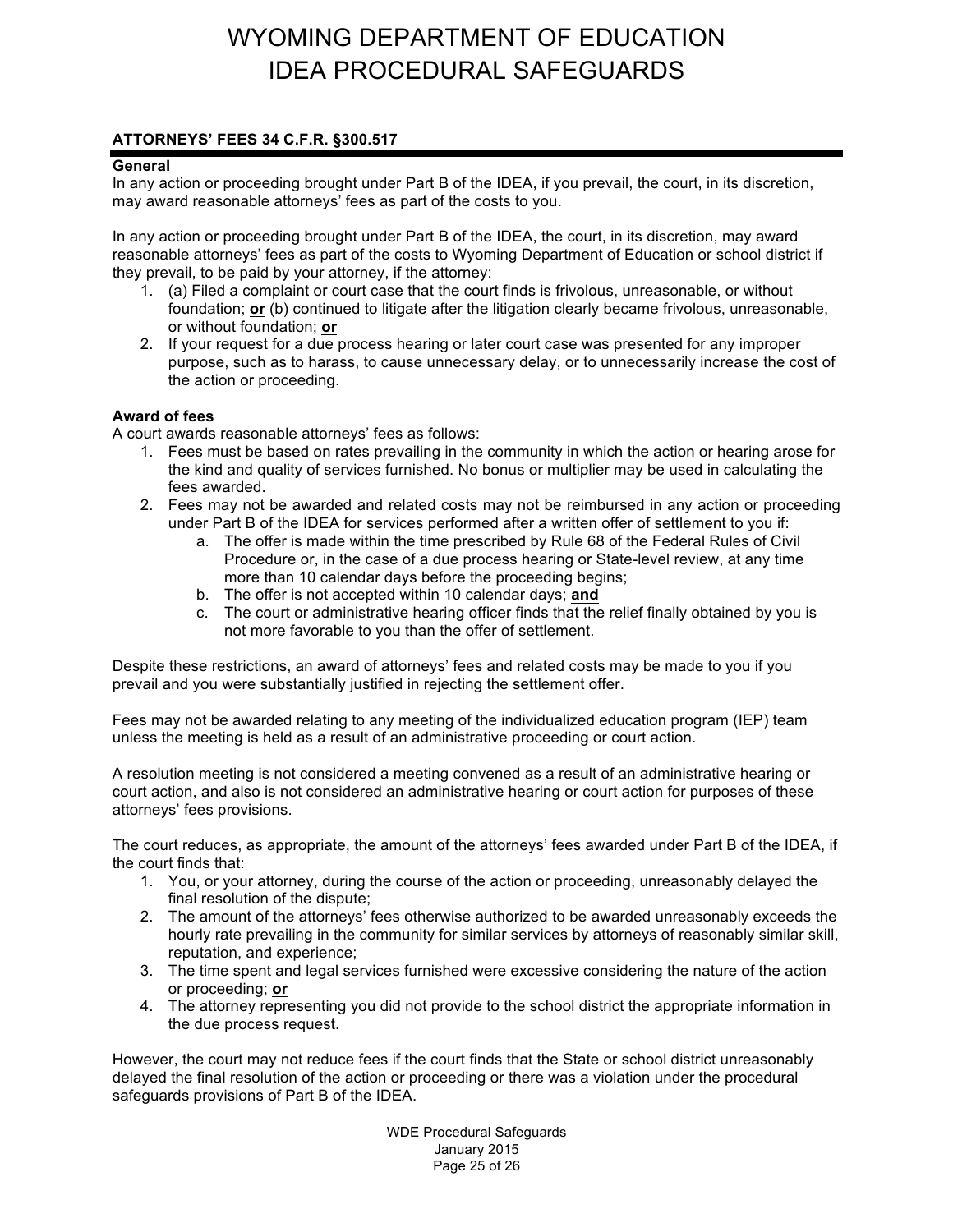## ATTORNEYS' FEES 34 C.F.R. §300.517

### General

In any action or proceeding brought under Part B of the IDEA, if you prevail, the court, in its discretion, may award reasonable attorneys' fees as part of the costs to you.

In any action or proceeding brought under Part B of the IDEA, the court, in its discretion, may award reasonable attorneys' fees as part of the costs to Wyoming Department of Education or school district if they prevail, to be paid by your attorney, if the attorney:

1. (a) Filed a complaint or court case that the court finds is frivolous, unreasonable, or without foundation; **or** (b) continued to litigate after the litigation clearly became frivolous, unreasonable, or without foundation; **or**
2. If your request for a due process hearing or later court case was presented for any improper purpose, such as to harass, to cause unnecessary delay, or to unnecessarily increase the cost of the action or proceeding.

### Award of fees

A court awards reasonable attorneys' fees as follows:

1. Fees must be based on rates prevailing in the community in which the action or hearing arose for the kind and quality of services furnished. No bonus or multiplier may be used in calculating the fees awarded.
2. Fees may not be awarded and related costs may not be reimbursed in any action or proceeding under Part B of the IDEA for services performed after a written offer of settlement to you if:
   a. The offer is made within the time prescribed by Rule 68 of the Federal Rules of Civil Procedure or, in the case of a due process hearing or State-level review, at any time more than 10 calendar days before the proceeding begins;
   b. The offer is not accepted within 10 calendar days; **and**
   c. The court or administrative hearing officer finds that the relief finally obtained by you is not more favorable to you than the offer of settlement.

Despite these restrictions, an award of attorneys' fees and related costs may be made to you if you prevail and you were substantially justified in rejecting the settlement offer.

Fees may not be awarded relating to any meeting of the individualized education program (IEP) team unless the meeting is held as a result of an administrative proceeding or court action.

A resolution meeting is not considered a meeting convened as a result of an administrative hearing or court action, and also is not considered an administrative hearing or court action for purposes of these attorneys' fees provisions.

The court reduces, as appropriate, the amount of the attorneys' fees awarded under Part B of the IDEA, if the court finds that:

1. You, or your attorney, during the course of the action or proceeding, unreasonably delayed the final resolution of the dispute;
2. The amount of the attorneys' fees otherwise authorized to be awarded unreasonably exceeds the hourly rate prevailing in the community for similar services by attorneys of reasonably similar skill, reputation, and experience;
3. The time spent and legal services furnished were excessive considering the nature of the action or proceeding; **or**
4. The attorney representing you did not provide to the school district the appropriate information in the due process request.

However, the court may not reduce fees if the court finds that the State or school district unreasonably delayed the final resolution of the action or proceeding or there was a violation under the procedural safeguards provisions of Part B of the IDEA.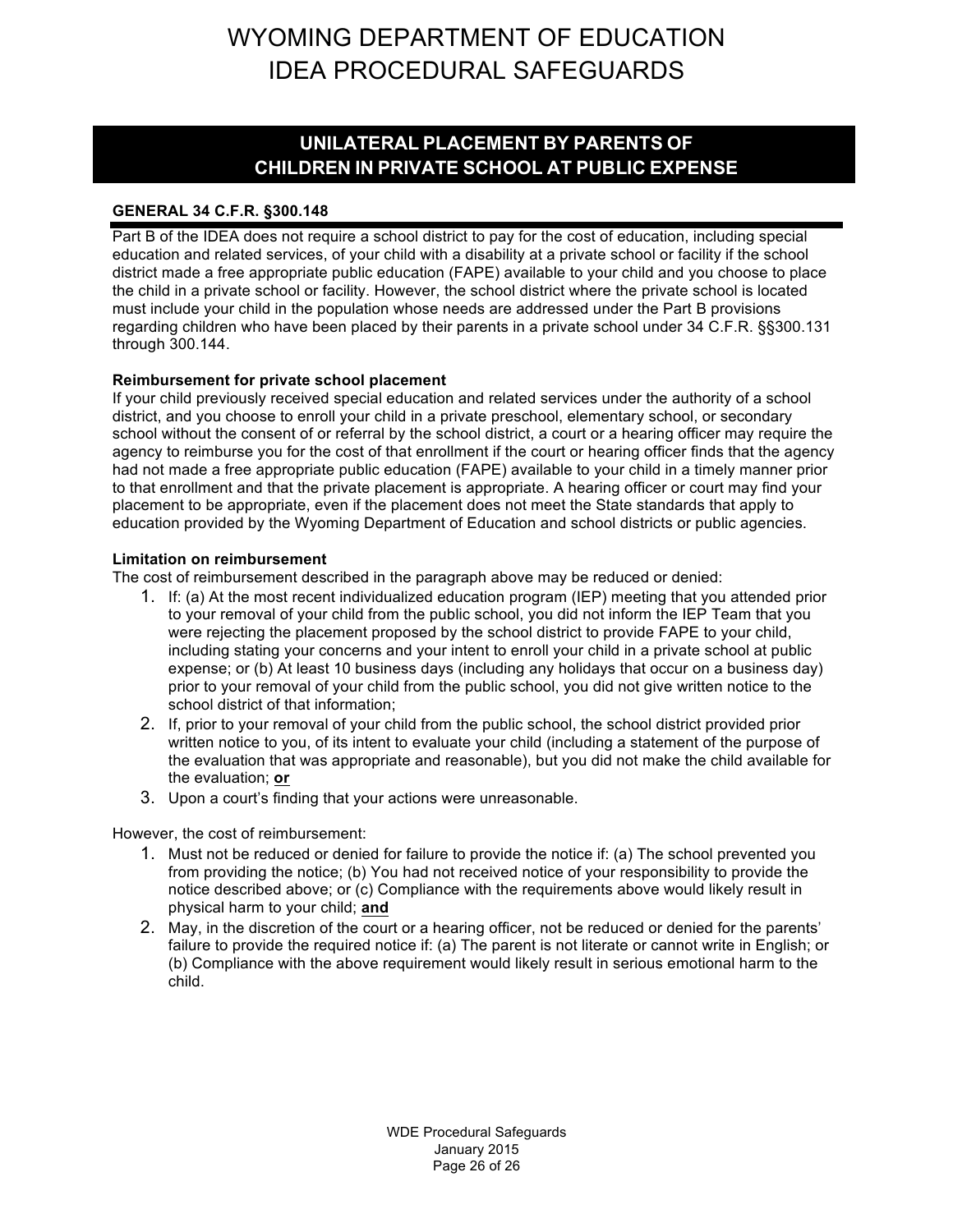## UNILATERAL PLACEMENT BY PARENTS OF CHILDREN IN PRIVATE SCHOOL AT PUBLIC EXPENSE

**GENERAL 34 C.F.R. §300.148**

Part B of the IDEA does not require a school district to pay for the cost of education, including special education and related services, of your child with a disability at a private school or facility if the school district made a free appropriate public education (FAPE) available to your child and you choose to place the child in a private school or facility. However, the school district where the private school is located must include your child in the population whose needs are addressed under the Part B provisions regarding children who have been placed by their parents in a private school under 34 C.F.R. §§300.131 through 300.144.

**Reimbursement for private school placement**

If your child previously received special education and related services under the authority of a school district, and you choose to enroll your child in a private preschool, elementary school, or secondary school without the consent of or referral by the school district, a court or a hearing officer may require the agency to reimburse you for the cost of that enrollment if the court or hearing officer finds that the agency had not made a free appropriate public education (FAPE) available to your child in a timely manner prior to that enrollment and that the private placement is appropriate. A hearing officer or court may find your placement to be appropriate, even if the placement does not meet the State standards that apply to education provided by the Wyoming Department of Education and school districts or public agencies.

**Limitation on reimbursement**

The cost of reimbursement described in the paragraph above may be reduced or denied:

1. If: (a) At the most recent individualized education program (IEP) meeting that you attended prior to your removal of your child from the public school, you did not inform the IEP Team that you were rejecting the placement proposed by the school district to provide FAPE to your child, including stating your concerns and your intent to enroll your child in a private school at public expense; or (b) At least 10 business days (including any holidays that occur on a business day) prior to your removal of your child from the public school, you did not give written notice to the school district of that information;
2. If, prior to your removal of your child from the public school, the school district provided prior written notice to you, of its intent to evaluate your child (including a statement of the purpose of the evaluation that was appropriate and reasonable), but you did not make the child available for the evaluation; **or**
3. Upon a court's finding that your actions were unreasonable.

However, the cost of reimbursement:

1. Must not be reduced or denied for failure to provide the notice if: (a) The school prevented you from providing the notice; (b) You had not received notice of your responsibility to provide the notice described above; or (c) Compliance with the requirements above would likely result in physical harm to your child; **and**
2. May, in the discretion of the court or a hearing officer, not be reduced or denied for the parents' failure to provide the required notice if: (a) The parent is not literate or cannot write in English; or (b) Compliance with the above requirement would likely result in serious emotional harm to the child.